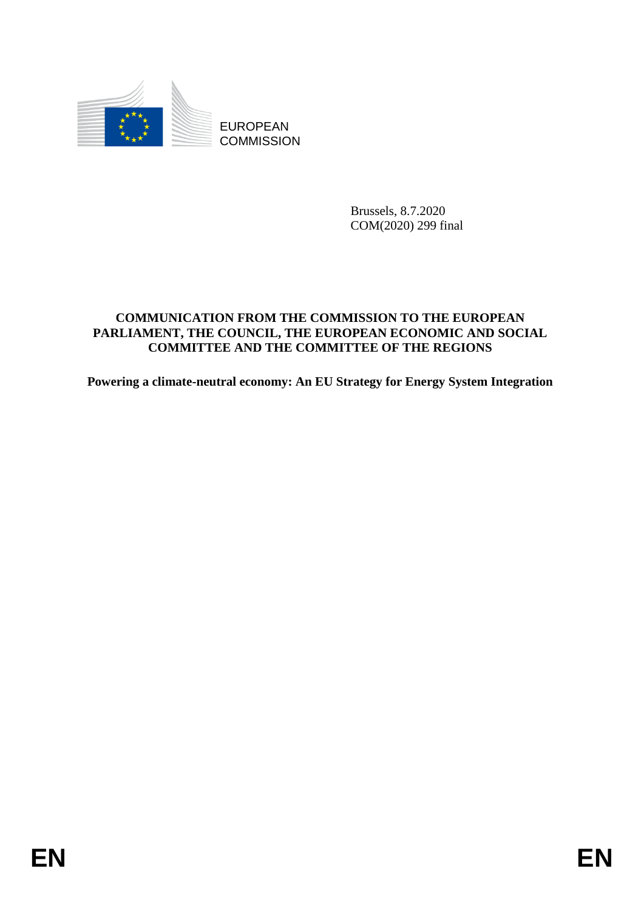EUROPEAN
COMMISSION

Brussels, 8.7.2020
COM(2020) 299 final

**COMMUNICATION FROM THE COMMISSION TO THE EUROPEAN PARLIAMENT, THE COUNCIL, THE EUROPEAN ECONOMIC AND SOCIAL COMMITTEE AND THE COMMITTEE OF THE REGIONS**

**Powering a climate-neutral economy: An EU Strategy for Energy System Integration**

EN EN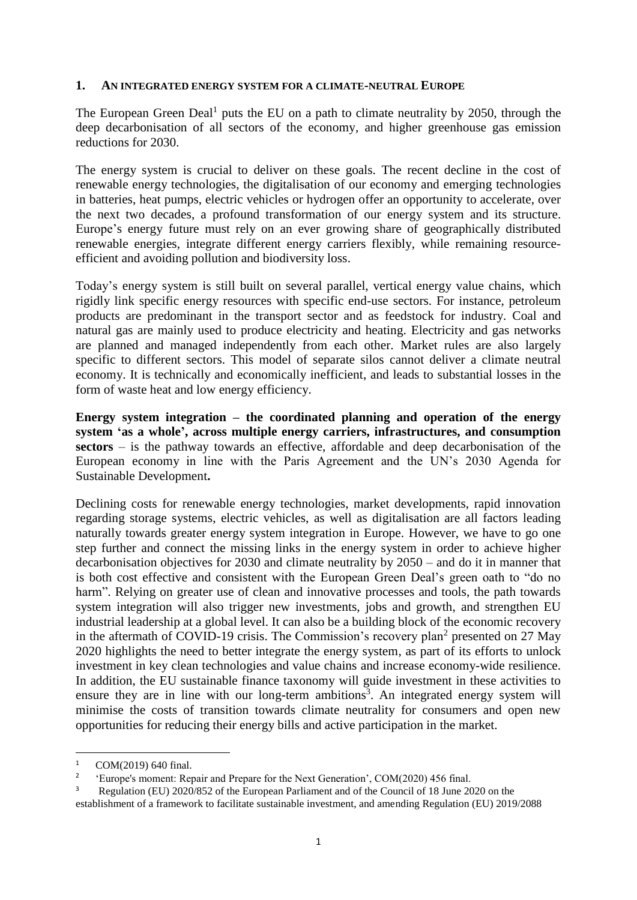## 1. AN INTEGRATED ENERGY SYSTEM FOR A CLIMATE-NEUTRAL EUROPE

The European Green Deal[1] puts the EU on a path to climate neutrality by 2050, through the deep decarbonisation of all sectors of the economy, and higher greenhouse gas emission reductions for 2030.

The energy system is crucial to deliver on these goals. The recent decline in the cost of renewable energy technologies, the digitalisation of our economy and emerging technologies in batteries, heat pumps, electric vehicles or hydrogen offer an opportunity to accelerate, over the next two decades, a profound transformation of our energy system and its structure. Europe's energy future must rely on an ever growing share of geographically distributed renewable energies, integrate different energy carriers flexibly, while remaining resource-efficient and avoiding pollution and biodiversity loss.

Today's energy system is still built on several parallel, vertical energy value chains, which rigidly link specific energy resources with specific end-use sectors. For instance, petroleum products are predominant in the transport sector and as feedstock for industry. Coal and natural gas are mainly used to produce electricity and heating. Electricity and gas networks are planned and managed independently from each other. Market rules are also largely specific to different sectors. This model of separate silos cannot deliver a climate neutral economy. It is technically and economically inefficient, and leads to substantial losses in the form of waste heat and low energy efficiency.

**Energy system integration – the coordinated planning and operation of the energy system 'as a whole', across multiple energy carriers, infrastructures, and consumption sectors** – is the pathway towards an effective, affordable and deep decarbonisation of the European economy in line with the Paris Agreement and the UN's 2030 Agenda for Sustainable Development**.**

Declining costs for renewable energy technologies, market developments, rapid innovation regarding storage systems, electric vehicles, as well as digitalisation are all factors leading naturally towards greater energy system integration in Europe. However, we have to go one step further and connect the missing links in the energy system in order to achieve higher decarbonisation objectives for 2030 and climate neutrality by 2050 – and do it in manner that is both cost effective and consistent with the European Green Deal's green oath to "do no harm". Relying on greater use of clean and innovative processes and tools, the path towards system integration will also trigger new investments, jobs and growth, and strengthen EU industrial leadership at a global level. It can also be a building block of the economic recovery in the aftermath of COVID-19 crisis. The Commission's recovery plan[2] presented on 27 May 2020 highlights the need to better integrate the energy system, as part of its efforts to unlock investment in key clean technologies and value chains and increase economy-wide resilience. In addition, the EU sustainable finance taxonomy will guide investment in these activities to ensure they are in line with our long-term ambitions[3]. An integrated energy system will minimise the costs of transition towards climate neutrality for consumers and open new opportunities for reducing their energy bills and active participation in the market.

---

[1] COM(2019) 640 final.

[2] 'Europe's moment: Repair and Prepare for the Next Generation', COM(2020) 456 final.

[3] Regulation (EU) 2020/852 of the European Parliament and of the Council of 18 June 2020 on the establishment of a framework to facilitate sustainable investment, and amending Regulation (EU) 2019/2088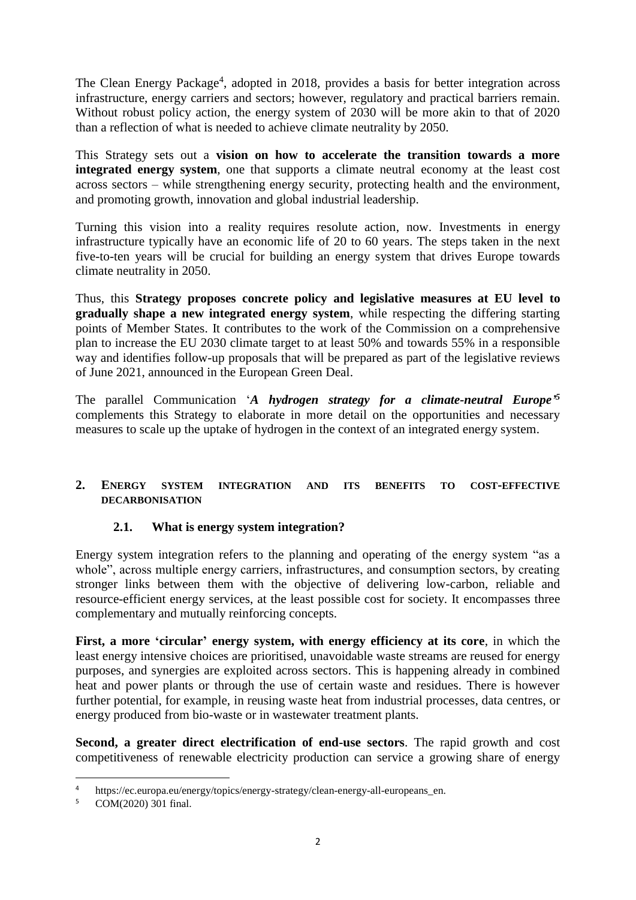The Clean Energy Package[4], adopted in 2018, provides a basis for better integration across infrastructure, energy carriers and sectors; however, regulatory and practical barriers remain. Without robust policy action, the energy system of 2030 will be more akin to that of 2020 than a reflection of what is needed to achieve climate neutrality by 2050.

This Strategy sets out a **vision on how to accelerate the transition towards a more integrated energy system**, one that supports a climate neutral economy at the least cost across sectors – while strengthening energy security, protecting health and the environment, and promoting growth, innovation and global industrial leadership.

Turning this vision into a reality requires resolute action, now. Investments in energy infrastructure typically have an economic life of 20 to 60 years. The steps taken in the next five-to-ten years will be crucial for building an energy system that drives Europe towards climate neutrality in 2050.

Thus, this **Strategy proposes concrete policy and legislative measures at EU level to gradually shape a new integrated energy system**, while respecting the differing starting points of Member States. It contributes to the work of the Commission on a comprehensive plan to increase the EU 2030 climate target to at least 50% and towards 55% in a responsible way and identifies follow-up proposals that will be prepared as part of the legislative reviews of June 2021, announced in the European Green Deal.

The parallel Communication '***A hydrogen strategy for a climate-neutral Europe***'[5] complements this Strategy to elaborate in more detail on the opportunities and necessary measures to scale up the uptake of hydrogen in the context of an integrated energy system.

## 2. ENERGY SYSTEM INTEGRATION AND ITS BENEFITS TO COST-EFFECTIVE DECARBONISATION

### 2.1. What is energy system integration?

Energy system integration refers to the planning and operating of the energy system "as a whole", across multiple energy carriers, infrastructures, and consumption sectors, by creating stronger links between them with the objective of delivering low-carbon, reliable and resource-efficient energy services, at the least possible cost for society. It encompasses three complementary and mutually reinforcing concepts.

**First, a more 'circular' energy system, with energy efficiency at its core**, in which the least energy intensive choices are prioritised, unavoidable waste streams are reused for energy purposes, and synergies are exploited across sectors. This is happening already in combined heat and power plants or through the use of certain waste and residues. There is however further potential, for example, in reusing waste heat from industrial processes, data centres, or energy produced from bio-waste or in wastewater treatment plants.

**Second, a greater direct electrification of end-use sectors**. The rapid growth and cost competitiveness of renewable electricity production can service a growing share of energy

---

[4] https://ec.europa.eu/energy/topics/energy-strategy/clean-energy-all-europeans_en.

[5] COM(2020) 301 final.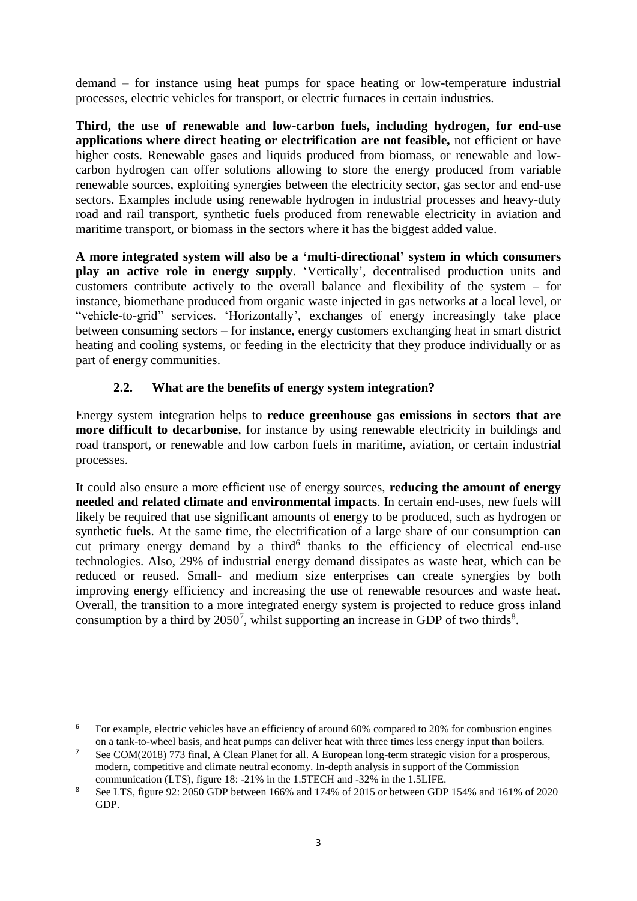demand – for instance using heat pumps for space heating or low-temperature industrial processes, electric vehicles for transport, or electric furnaces in certain industries.

**Third, the use of renewable and low-carbon fuels, including hydrogen, for end-use applications where direct heating or electrification are not feasible,** not efficient or have higher costs. Renewable gases and liquids produced from biomass, or renewable and low-carbon hydrogen can offer solutions allowing to store the energy produced from variable renewable sources, exploiting synergies between the electricity sector, gas sector and end-use sectors. Examples include using renewable hydrogen in industrial processes and heavy-duty road and rail transport, synthetic fuels produced from renewable electricity in aviation and maritime transport, or biomass in the sectors where it has the biggest added value.

**A more integrated system will also be a 'multi-directional' system in which consumers play an active role in energy supply**. 'Vertically', decentralised production units and customers contribute actively to the overall balance and flexibility of the system – for instance, biomethane produced from organic waste injected in gas networks at a local level, or "vehicle-to-grid" services. 'Horizontally', exchanges of energy increasingly take place between consuming sectors – for instance, energy customers exchanging heat in smart district heating and cooling systems, or feeding in the electricity that they produce individually or as part of energy communities.

### 2.2. What are the benefits of energy system integration?

Energy system integration helps to **reduce greenhouse gas emissions in sectors that are more difficult to decarbonise**, for instance by using renewable electricity in buildings and road transport, or renewable and low carbon fuels in maritime, aviation, or certain industrial processes.

It could also ensure a more efficient use of energy sources, **reducing the amount of energy needed and related climate and environmental impacts**. In certain end-uses, new fuels will likely be required that use significant amounts of energy to be produced, such as hydrogen or synthetic fuels. At the same time, the electrification of a large share of our consumption can cut primary energy demand by a third[6] thanks to the efficiency of electrical end-use technologies. Also, 29% of industrial energy demand dissipates as waste heat, which can be reduced or reused. Small- and medium size enterprises can create synergies by both improving energy efficiency and increasing the use of renewable resources and waste heat. Overall, the transition to a more integrated energy system is projected to reduce gross inland consumption by a third by 2050[7], whilst supporting an increase in GDP of two thirds[8].

---

[6] For example, electric vehicles have an efficiency of around 60% compared to 20% for combustion engines on a tank-to-wheel basis, and heat pumps can deliver heat with three times less energy input than boilers.

[7] See COM(2018) 773 final, A Clean Planet for all. A European long-term strategic vision for a prosperous, modern, competitive and climate neutral economy. In-depth analysis in support of the Commission communication (LTS), figure 18: -21% in the 1.5TECH and -32% in the 1.5LIFE.

[8] See LTS, figure 92: 2050 GDP between 166% and 174% of 2015 or between GDP 154% and 161% of 2020 GDP.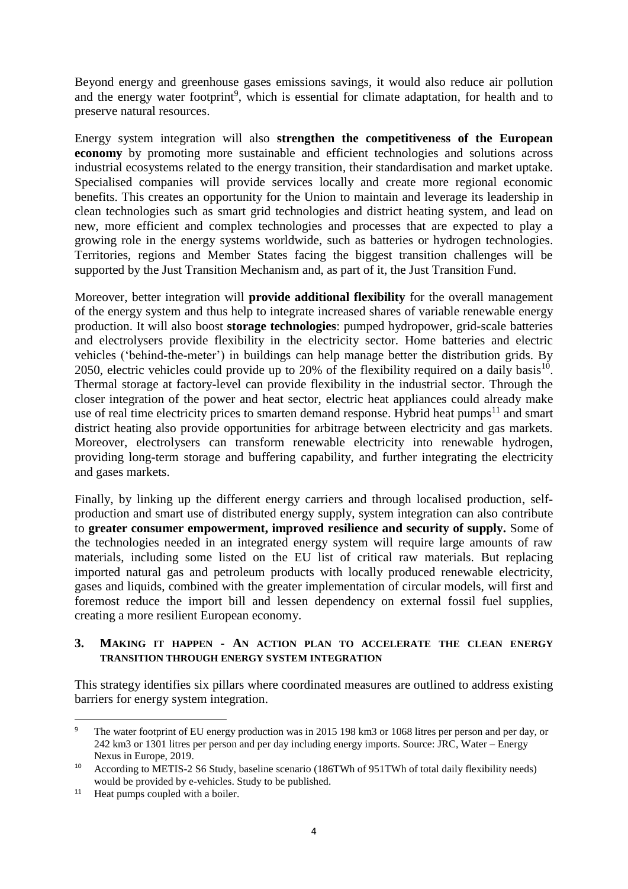Beyond energy and greenhouse gases emissions savings, it would also reduce air pollution and the energy water footprint[9], which is essential for climate adaptation, for health and to preserve natural resources.

Energy system integration will also **strengthen the competitiveness of the European economy** by promoting more sustainable and efficient technologies and solutions across industrial ecosystems related to the energy transition, their standardisation and market uptake. Specialised companies will provide services locally and create more regional economic benefits. This creates an opportunity for the Union to maintain and leverage its leadership in clean technologies such as smart grid technologies and district heating system, and lead on new, more efficient and complex technologies and processes that are expected to play a growing role in the energy systems worldwide, such as batteries or hydrogen technologies. Territories, regions and Member States facing the biggest transition challenges will be supported by the Just Transition Mechanism and, as part of it, the Just Transition Fund.

Moreover, better integration will **provide additional flexibility** for the overall management of the energy system and thus help to integrate increased shares of variable renewable energy production. It will also boost **storage technologies**: pumped hydropower, grid-scale batteries and electrolysers provide flexibility in the electricity sector. Home batteries and electric vehicles ('behind-the-meter') in buildings can help manage better the distribution grids. By 2050, electric vehicles could provide up to 20% of the flexibility required on a daily basis[10]. Thermal storage at factory-level can provide flexibility in the industrial sector. Through the closer integration of the power and heat sector, electric heat appliances could already make use of real time electricity prices to smarten demand response. Hybrid heat pumps[11] and smart district heating also provide opportunities for arbitrage between electricity and gas markets. Moreover, electrolysers can transform renewable electricity into renewable hydrogen, providing long-term storage and buffering capability, and further integrating the electricity and gases markets.

Finally, by linking up the different energy carriers and through localised production, self-production and smart use of distributed energy supply, system integration can also contribute to **greater consumer empowerment, improved resilience and security of supply.** Some of the technologies needed in an integrated energy system will require large amounts of raw materials, including some listed on the EU list of critical raw materials. But replacing imported natural gas and petroleum products with locally produced renewable electricity, gases and liquids, combined with the greater implementation of circular models, will first and foremost reduce the import bill and lessen dependency on external fossil fuel supplies, creating a more resilient European economy.

## 3. MAKING IT HAPPEN - AN ACTION PLAN TO ACCELERATE THE CLEAN ENERGY TRANSITION THROUGH ENERGY SYSTEM INTEGRATION

This strategy identifies six pillars where coordinated measures are outlined to address existing barriers for energy system integration.

---

[9] The water footprint of EU energy production was in 2015 198 km3 or 1068 litres per person and per day, or 242 km3 or 1301 litres per person and per day including energy imports. Source: JRC, Water – Energy Nexus in Europe, 2019.

[10] According to METIS-2 S6 Study, baseline scenario (186TWh of 951TWh of total daily flexibility needs) would be provided by e-vehicles. Study to be published.

[11] Heat pumps coupled with a boiler.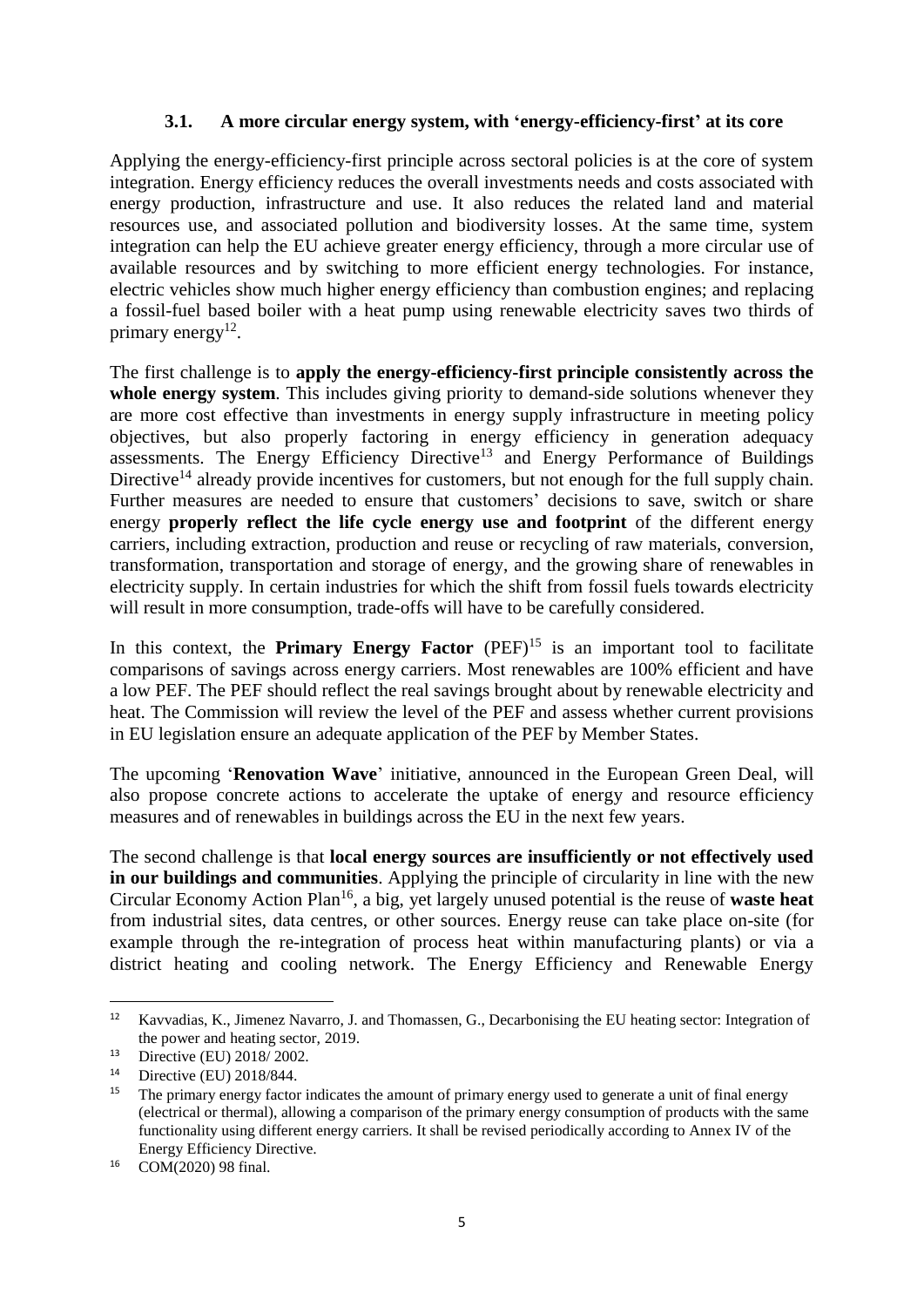### 3.1. A more circular energy system, with 'energy-efficiency-first' at its core

Applying the energy-efficiency-first principle across sectoral policies is at the core of system integration. Energy efficiency reduces the overall investments needs and costs associated with energy production, infrastructure and use. It also reduces the related land and material resources use, and associated pollution and biodiversity losses. At the same time, system integration can help the EU achieve greater energy efficiency, through a more circular use of available resources and by switching to more efficient energy technologies. For instance, electric vehicles show much higher energy efficiency than combustion engines; and replacing a fossil-fuel based boiler with a heat pump using renewable electricity saves two thirds of primary energy[12].

The first challenge is to **apply the energy-efficiency-first principle consistently across the whole energy system**. This includes giving priority to demand-side solutions whenever they are more cost effective than investments in energy supply infrastructure in meeting policy objectives, but also properly factoring in energy efficiency in generation adequacy assessments. The Energy Efficiency Directive[13] and Energy Performance of Buildings Directive[14] already provide incentives for customers, but not enough for the full supply chain. Further measures are needed to ensure that customers' decisions to save, switch or share energy **properly reflect the life cycle energy use and footprint** of the different energy carriers, including extraction, production and reuse or recycling of raw materials, conversion, transformation, transportation and storage of energy, and the growing share of renewables in electricity supply. In certain industries for which the shift from fossil fuels towards electricity will result in more consumption, trade-offs will have to be carefully considered.

In this context, the **Primary Energy Factor** (PEF)[15] is an important tool to facilitate comparisons of savings across energy carriers. Most renewables are 100% efficient and have a low PEF. The PEF should reflect the real savings brought about by renewable electricity and heat. The Commission will review the level of the PEF and assess whether current provisions in EU legislation ensure an adequate application of the PEF by Member States.

The upcoming '**Renovation Wave**' initiative, announced in the European Green Deal, will also propose concrete actions to accelerate the uptake of energy and resource efficiency measures and of renewables in buildings across the EU in the next few years.

The second challenge is that **local energy sources are insufficiently or not effectively used in our buildings and communities**. Applying the principle of circularity in line with the new Circular Economy Action Plan[16], a big, yet largely unused potential is the reuse of **waste heat** from industrial sites, data centres, or other sources. Energy reuse can take place on-site (for example through the re-integration of process heat within manufacturing plants) or via a district heating and cooling network. The Energy Efficiency and Renewable Energy

---

[12] Kavvadias, K., Jimenez Navarro, J. and Thomassen, G., Decarbonising the EU heating sector: Integration of the power and heating sector, 2019.

[13] Directive (EU) 2018/ 2002.

[14] Directive (EU) 2018/844.

[15] The primary energy factor indicates the amount of primary energy used to generate a unit of final energy (electrical or thermal), allowing a comparison of the primary energy consumption of products with the same functionality using different energy carriers. It shall be revised periodically according to Annex IV of the Energy Efficiency Directive.

[16] COM(2020) 98 final.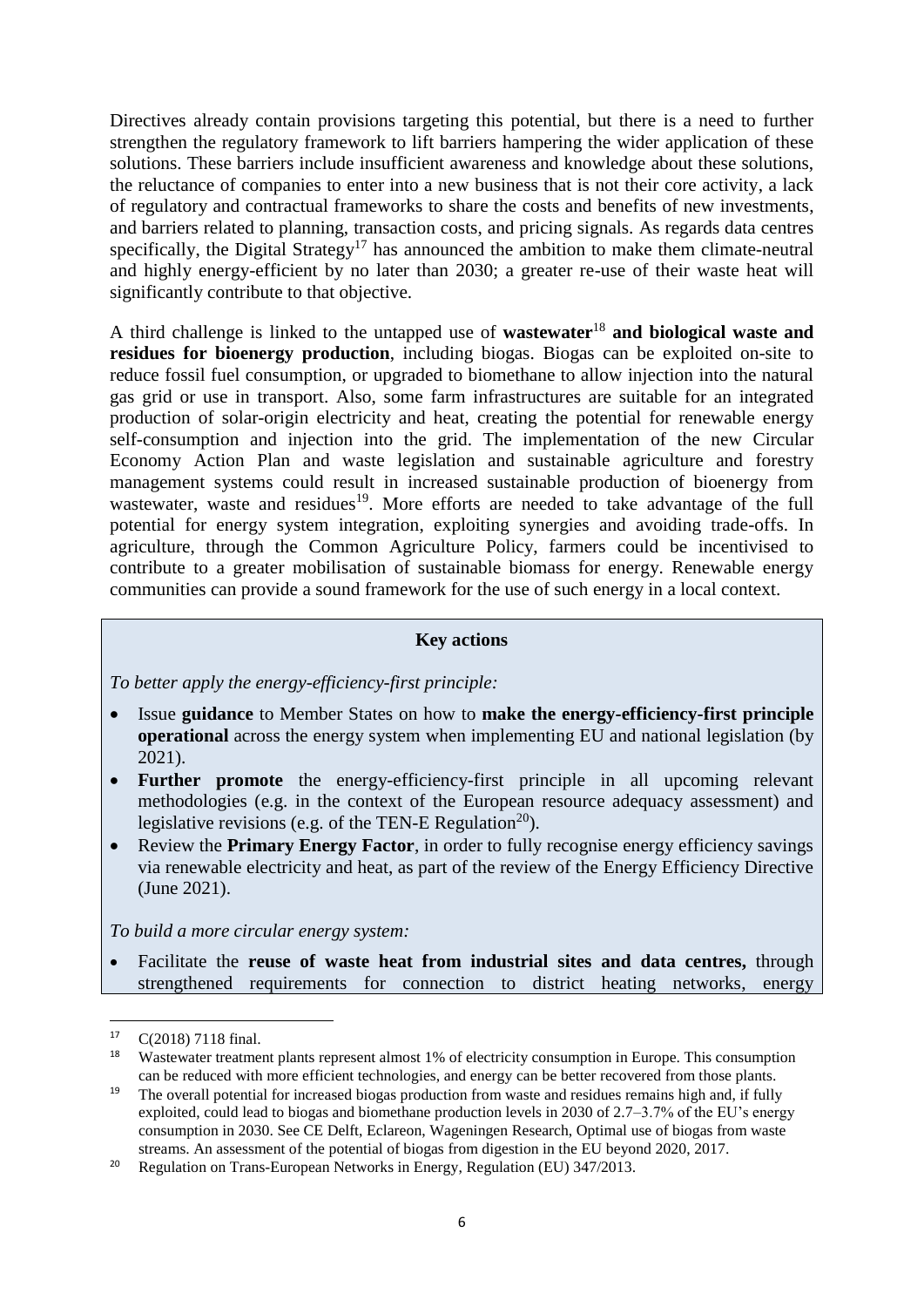Directives already contain provisions targeting this potential, but there is a need to further strengthen the regulatory framework to lift barriers hampering the wider application of these solutions. These barriers include insufficient awareness and knowledge about these solutions, the reluctance of companies to enter into a new business that is not their core activity, a lack of regulatory and contractual frameworks to share the costs and benefits of new investments, and barriers related to planning, transaction costs, and pricing signals. As regards data centres specifically, the Digital Strategy[17] has announced the ambition to make them climate-neutral and highly energy-efficient by no later than 2030; a greater re-use of their waste heat will significantly contribute to that objective.

A third challenge is linked to the untapped use of **wastewater**[18] **and biological waste and residues for bioenergy production**, including biogas. Biogas can be exploited on-site to reduce fossil fuel consumption, or upgraded to biomethane to allow injection into the natural gas grid or use in transport. Also, some farm infrastructures are suitable for an integrated production of solar-origin electricity and heat, creating the potential for renewable energy self-consumption and injection into the grid. The implementation of the new Circular Economy Action Plan and waste legislation and sustainable agriculture and forestry management systems could result in increased sustainable production of bioenergy from wastewater, waste and residues[19]. More efforts are needed to take advantage of the full potential for energy system integration, exploiting synergies and avoiding trade-offs. In agriculture, through the Common Agriculture Policy, farmers could be incentivised to contribute to a greater mobilisation of sustainable biomass for energy. Renewable energy communities can provide a sound framework for the use of such energy in a local context.

**Key actions**

*To better apply the energy-efficiency-first principle:*

- Issue **guidance** to Member States on how to **make the energy-efficiency-first principle operational** across the energy system when implementing EU and national legislation (by 2021).
- **Further promote** the energy-efficiency-first principle in all upcoming relevant methodologies (e.g. in the context of the European resource adequacy assessment) and legislative revisions (e.g. of the TEN-E Regulation[20]).
- Review the **Primary Energy Factor**, in order to fully recognise energy efficiency savings via renewable electricity and heat, as part of the review of the Energy Efficiency Directive (June 2021).

*To build a more circular energy system:*

- Facilitate the **reuse of waste heat from industrial sites and data centres,** through strengthened requirements for connection to district heating networks, energy

---

[17] C(2018) 7118 final.

[18] Wastewater treatment plants represent almost 1% of electricity consumption in Europe. This consumption can be reduced with more efficient technologies, and energy can be better recovered from those plants.

[19] The overall potential for increased biogas production from waste and residues remains high and, if fully exploited, could lead to biogas and biomethane production levels in 2030 of 2.7–3.7% of the EU's energy consumption in 2030. See CE Delft, Eclareon, Wageningen Research, Optimal use of biogas from waste streams. An assessment of the potential of biogas from digestion in the EU beyond 2020, 2017.

[20] Regulation on Trans-European Networks in Energy, Regulation (EU) 347/2013.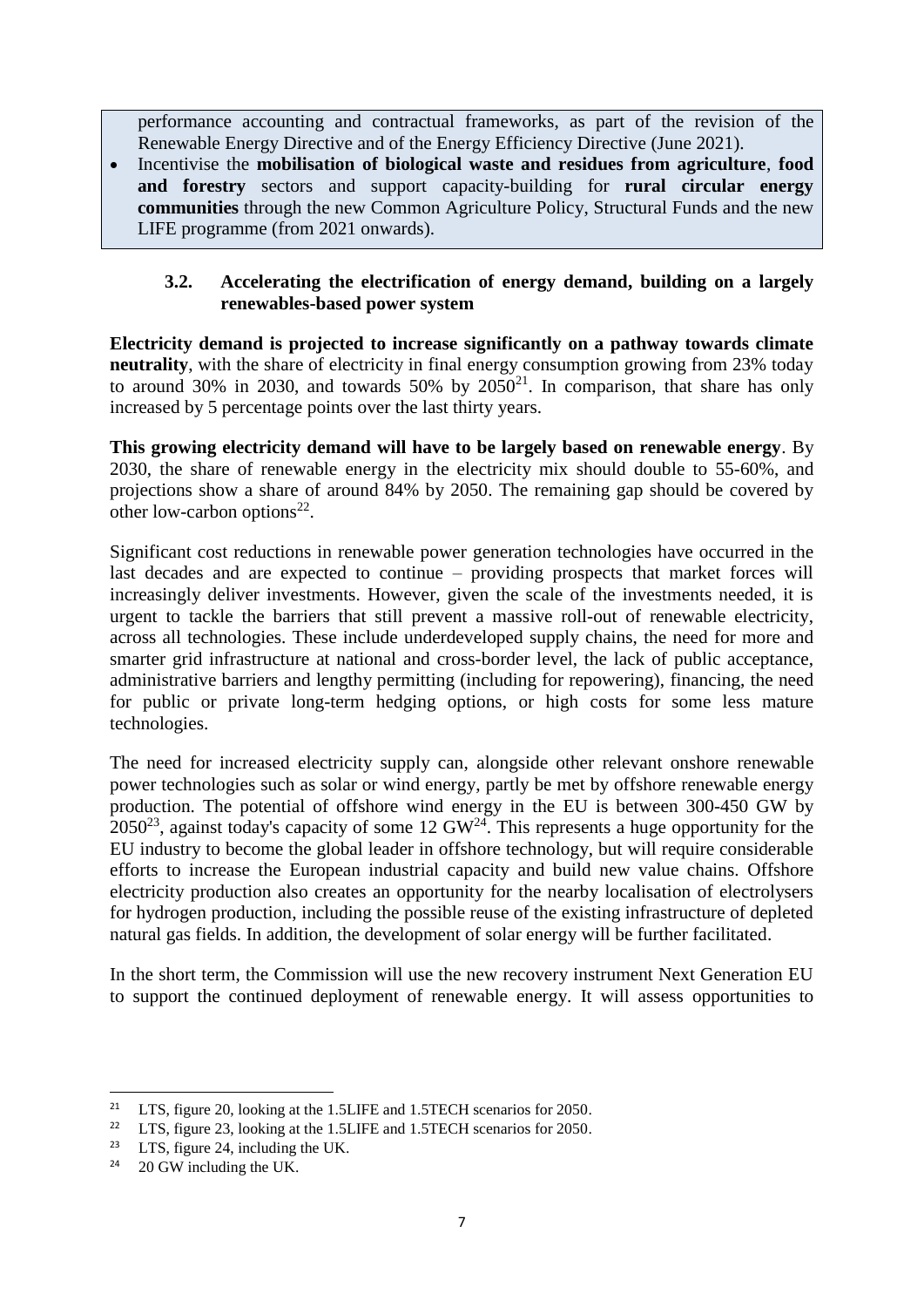performance accounting and contractual frameworks, as part of the revision of the Renewable Energy Directive and of the Energy Efficiency Directive (June 2021).

- Incentivise the **mobilisation of biological waste and residues from agriculture**, **food and forestry** sectors and support capacity-building for **rural circular energy communities** through the new Common Agriculture Policy, Structural Funds and the new LIFE programme (from 2021 onwards).

### 3.2. Accelerating the electrification of energy demand, building on a largely renewables-based power system

**Electricity demand is projected to increase significantly on a pathway towards climate neutrality**, with the share of electricity in final energy consumption growing from 23% today to around 30% in 2030, and towards 50% by 2050[21]. In comparison, that share has only increased by 5 percentage points over the last thirty years.

**This growing electricity demand will have to be largely based on renewable energy**. By 2030, the share of renewable energy in the electricity mix should double to 55-60%, and projections show a share of around 84% by 2050. The remaining gap should be covered by other low-carbon options[22].

Significant cost reductions in renewable power generation technologies have occurred in the last decades and are expected to continue – providing prospects that market forces will increasingly deliver investments. However, given the scale of the investments needed, it is urgent to tackle the barriers that still prevent a massive roll-out of renewable electricity, across all technologies. These include underdeveloped supply chains, the need for more and smarter grid infrastructure at national and cross-border level, the lack of public acceptance, administrative barriers and lengthy permitting (including for repowering), financing, the need for public or private long-term hedging options, or high costs for some less mature technologies.

The need for increased electricity supply can, alongside other relevant onshore renewable power technologies such as solar or wind energy, partly be met by offshore renewable energy production. The potential of offshore wind energy in the EU is between 300-450 GW by 2050[23], against today's capacity of some 12 GW[24]. This represents a huge opportunity for the EU industry to become the global leader in offshore technology, but will require considerable efforts to increase the European industrial capacity and build new value chains. Offshore electricity production also creates an opportunity for the nearby localisation of electrolysers for hydrogen production, including the possible reuse of the existing infrastructure of depleted natural gas fields. In addition, the development of solar energy will be further facilitated.

In the short term, the Commission will use the new recovery instrument Next Generation EU to support the continued deployment of renewable energy. It will assess opportunities to

---

[21] LTS, figure 20, looking at the 1.5LIFE and 1.5TECH scenarios for 2050.

[22] LTS, figure 23, looking at the 1.5LIFE and 1.5TECH scenarios for 2050.

[23] LTS, figure 24, including the UK.

[24] 20 GW including the UK.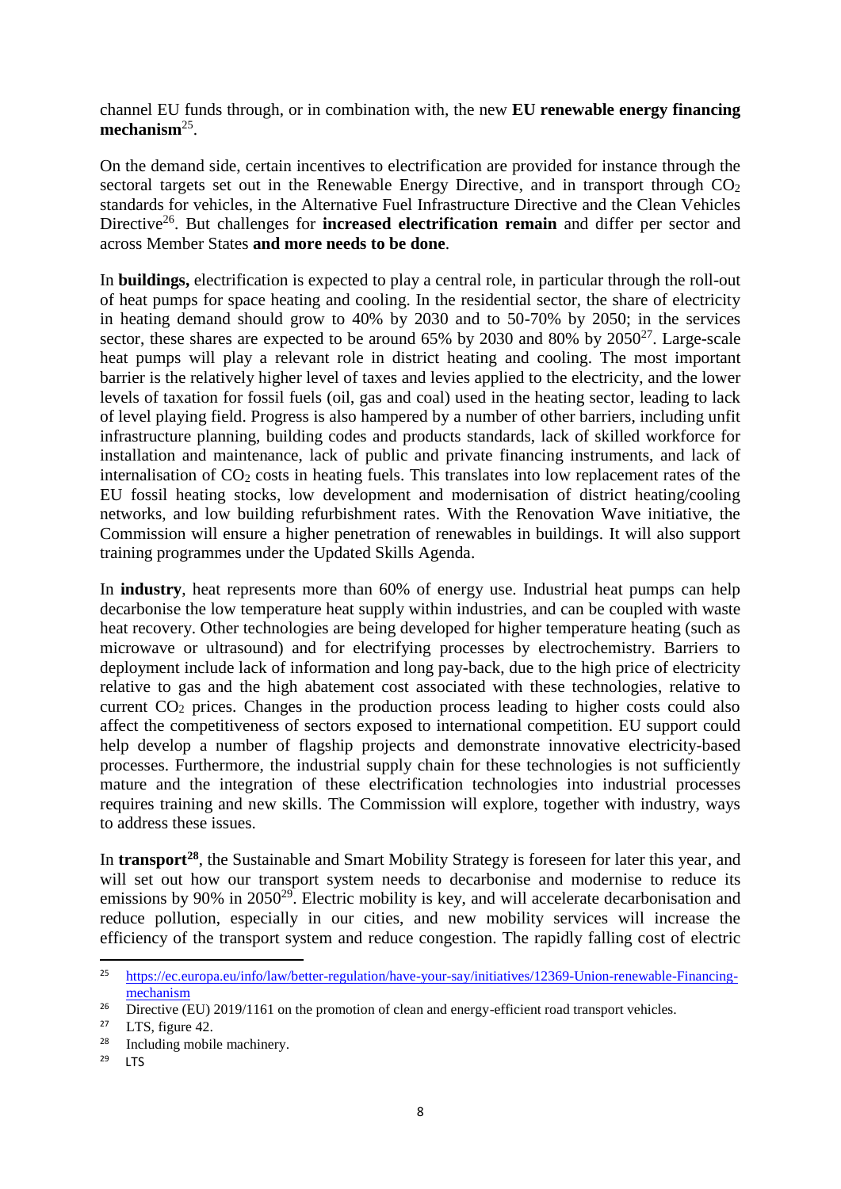channel EU funds through, or in combination with, the new **EU renewable energy financing mechanism**[25].

On the demand side, certain incentives to electrification are provided for instance through the sectoral targets set out in the Renewable Energy Directive, and in transport through $CO_2$ standards for vehicles, in the Alternative Fuel Infrastructure Directive and the Clean Vehicles Directive[26]. But challenges for **increased electrification remain** and differ per sector and across Member States **and more needs to be done**.

In **buildings,** electrification is expected to play a central role, in particular through the roll-out of heat pumps for space heating and cooling. In the residential sector, the share of electricity in heating demand should grow to 40% by 2030 and to 50-70% by 2050; in the services sector, these shares are expected to be around 65% by 2030 and 80% by 2050[27]. Large-scale heat pumps will play a relevant role in district heating and cooling. The most important barrier is the relatively higher level of taxes and levies applied to the electricity, and the lower levels of taxation for fossil fuels (oil, gas and coal) used in the heating sector, leading to lack of level playing field. Progress is also hampered by a number of other barriers, including unfit infrastructure planning, building codes and products standards, lack of skilled workforce for installation and maintenance, lack of public and private financing instruments, and lack of internalisation of $CO_2$ costs in heating fuels. This translates into low replacement rates of the EU fossil heating stocks, low development and modernisation of district heating/cooling networks, and low building refurbishment rates. With the Renovation Wave initiative, the Commission will ensure a higher penetration of renewables in buildings. It will also support training programmes under the Updated Skills Agenda.

In **industry**, heat represents more than 60% of energy use. Industrial heat pumps can help decarbonise the low temperature heat supply within industries, and can be coupled with waste heat recovery. Other technologies are being developed for higher temperature heating (such as microwave or ultrasound) and for electrifying processes by electrochemistry. Barriers to deployment include lack of information and long pay-back, due to the high price of electricity relative to gas and the high abatement cost associated with these technologies, relative to current $CO_2$ prices. Changes in the production process leading to higher costs could also affect the competitiveness of sectors exposed to international competition. EU support could help develop a number of flagship projects and demonstrate innovative electricity-based processes. Furthermore, the industrial supply chain for these technologies is not sufficiently mature and the integration of these electrification technologies into industrial processes requires training and new skills. The Commission will explore, together with industry, ways to address these issues.

In **transport**[28], the Sustainable and Smart Mobility Strategy is foreseen for later this year, and will set out how our transport system needs to decarbonise and modernise to reduce its emissions by 90% in 2050[29]. Electric mobility is key, and will accelerate decarbonisation and reduce pollution, especially in our cities, and new mobility services will increase the efficiency of the transport system and reduce congestion. The rapidly falling cost of electric

---

[25] https://ec.europa.eu/info/law/better-regulation/have-your-say/initiatives/12369-Union-renewable-Financing-mechanism

[26] Directive (EU) 2019/1161 on the promotion of clean and energy-efficient road transport vehicles.

[27] LTS, figure 42.

[28] Including mobile machinery.

[29] LTS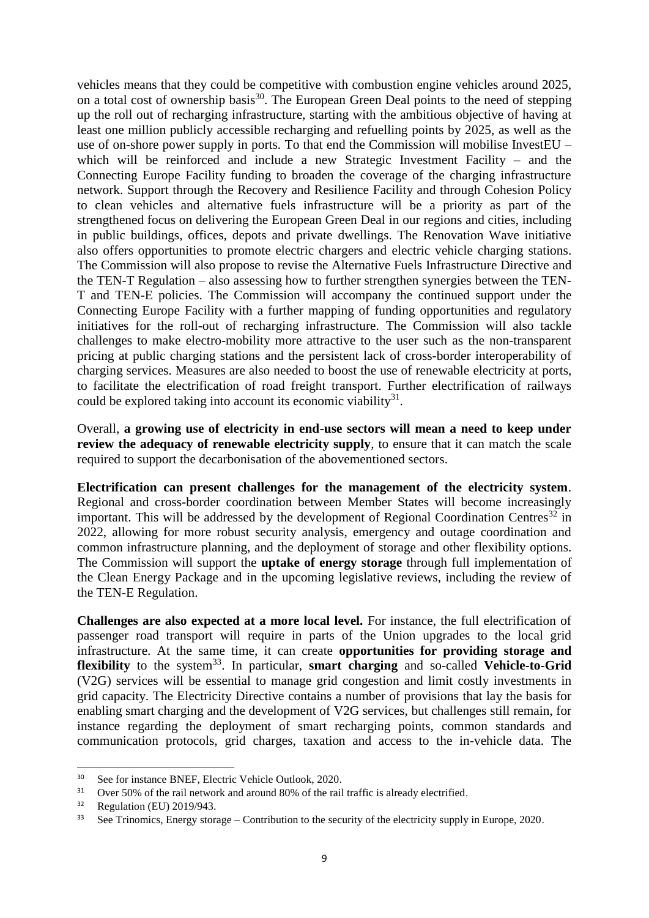vehicles means that they could be competitive with combustion engine vehicles around 2025, on a total cost of ownership basis[30]. The European Green Deal points to the need of stepping up the roll out of recharging infrastructure, starting with the ambitious objective of having at least one million publicly accessible recharging and refuelling points by 2025, as well as the use of on-shore power supply in ports. To that end the Commission will mobilise InvestEU – which will be reinforced and include a new Strategic Investment Facility – and the Connecting Europe Facility funding to broaden the coverage of the charging infrastructure network. Support through the Recovery and Resilience Facility and through Cohesion Policy to clean vehicles and alternative fuels infrastructure will be a priority as part of the strengthened focus on delivering the European Green Deal in our regions and cities, including in public buildings, offices, depots and private dwellings. The Renovation Wave initiative also offers opportunities to promote electric chargers and electric vehicle charging stations. The Commission will also propose to revise the Alternative Fuels Infrastructure Directive and the TEN-T Regulation – also assessing how to further strengthen synergies between the TEN-T and TEN-E policies. The Commission will accompany the continued support under the Connecting Europe Facility with a further mapping of funding opportunities and regulatory initiatives for the roll-out of recharging infrastructure. The Commission will also tackle challenges to make electro-mobility more attractive to the user such as the non-transparent pricing at public charging stations and the persistent lack of cross-border interoperability of charging services. Measures are also needed to boost the use of renewable electricity at ports, to facilitate the electrification of road freight transport. Further electrification of railways could be explored taking into account its economic viability[31].

Overall, **a growing use of electricity in end-use sectors will mean a need to keep under review the adequacy of renewable electricity supply**, to ensure that it can match the scale required to support the decarbonisation of the abovementioned sectors.

**Electrification can present challenges for the management of the electricity system**. Regional and cross-border coordination between Member States will become increasingly important. This will be addressed by the development of Regional Coordination Centres[32] in 2022, allowing for more robust security analysis, emergency and outage coordination and common infrastructure planning, and the deployment of storage and other flexibility options. The Commission will support the **uptake of energy storage** through full implementation of the Clean Energy Package and in the upcoming legislative reviews, including the review of the TEN-E Regulation.

**Challenges are also expected at a more local level.** For instance, the full electrification of passenger road transport will require in parts of the Union upgrades to the local grid infrastructure. At the same time, it can create **opportunities for providing storage and flexibility** to the system[33]. In particular, **smart charging** and so-called **Vehicle-to-Grid** (V2G) services will be essential to manage grid congestion and limit costly investments in grid capacity. The Electricity Directive contains a number of provisions that lay the basis for enabling smart charging and the development of V2G services, but challenges still remain, for instance regarding the deployment of smart recharging points, common standards and communication protocols, grid charges, taxation and access to the in-vehicle data. The

---

[30] See for instance BNEF, Electric Vehicle Outlook, 2020.

[31] Over 50% of the rail network and around 80% of the rail traffic is already electrified.

[32] Regulation (EU) 2019/943.

[33] See Trinomics, Energy storage – Contribution to the security of the electricity supply in Europe, 2020.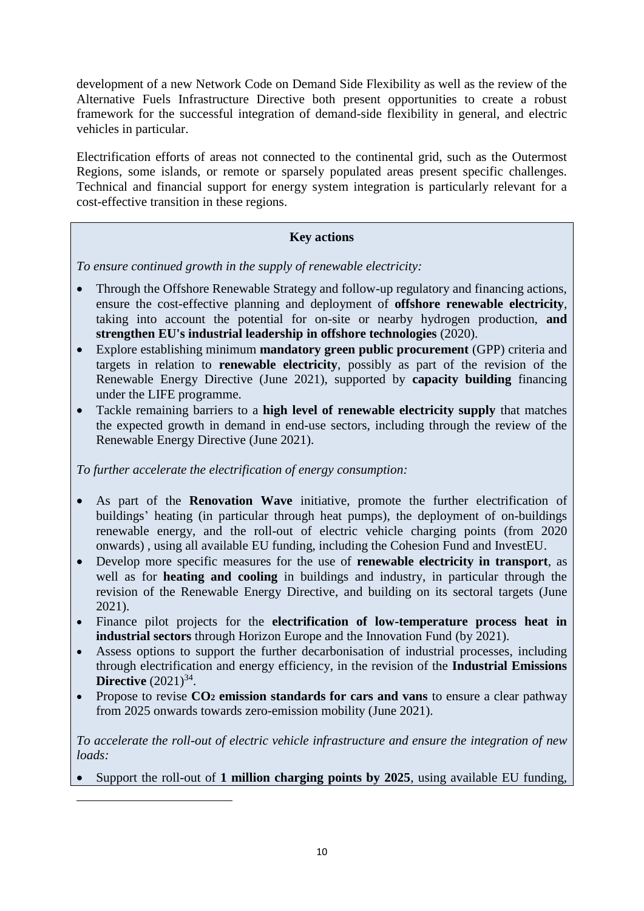development of a new Network Code on Demand Side Flexibility as well as the review of the Alternative Fuels Infrastructure Directive both present opportunities to create a robust framework for the successful integration of demand-side flexibility in general, and electric vehicles in particular.

Electrification efforts of areas not connected to the continental grid, such as the Outermost Regions, some islands, or remote or sparsely populated areas present specific challenges. Technical and financial support for energy system integration is particularly relevant for a cost-effective transition in these regions.

**Key actions**

*To ensure continued growth in the supply of renewable electricity:*

- Through the Offshore Renewable Strategy and follow-up regulatory and financing actions, ensure the cost-effective planning and deployment of **offshore renewable electricity**, taking into account the potential for on-site or nearby hydrogen production, **and strengthen EU's industrial leadership in offshore technologies** (2020).
- Explore establishing minimum **mandatory green public procurement** (GPP) criteria and targets in relation to **renewable electricity**, possibly as part of the revision of the Renewable Energy Directive (June 2021), supported by **capacity building** financing under the LIFE programme.
- Tackle remaining barriers to a **high level of renewable electricity supply** that matches the expected growth in demand in end-use sectors, including through the review of the Renewable Energy Directive (June 2021).

*To further accelerate the electrification of energy consumption:*

- As part of the **Renovation Wave** initiative, promote the further electrification of buildings' heating (in particular through heat pumps), the deployment of on-buildings renewable energy, and the roll-out of electric vehicle charging points (from 2020 onwards) , using all available EU funding, including the Cohesion Fund and InvestEU.
- Develop more specific measures for the use of **renewable electricity in transport**, as well as for **heating and cooling** in buildings and industry, in particular through the revision of the Renewable Energy Directive, and building on its sectoral targets (June 2021).
- Finance pilot projects for the **electrification of low-temperature process heat in industrial sectors** through Horizon Europe and the Innovation Fund (by 2021).
- Assess options to support the further decarbonisation of industrial processes, including through electrification and energy efficiency, in the revision of the **Industrial Emissions Directive** (2021)[34].
- Propose to revise **$CO_2$ emission standards for cars and vans** to ensure a clear pathway from 2025 onwards towards zero-emission mobility (June 2021).

*To accelerate the roll-out of electric vehicle infrastructure and ensure the integration of new loads:*

- Support the roll-out of **1 million charging points by 2025**, using available EU funding,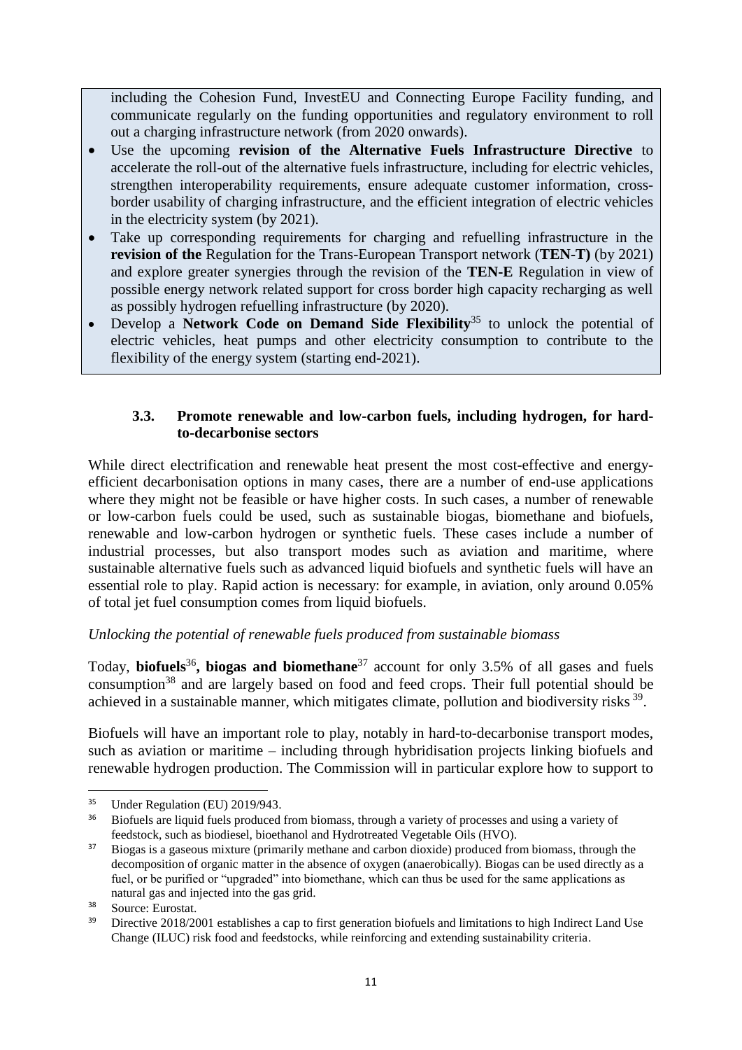including the Cohesion Fund, InvestEU and Connecting Europe Facility funding, and communicate regularly on the funding opportunities and regulatory environment to roll out a charging infrastructure network (from 2020 onwards).

- Use the upcoming **revision of the Alternative Fuels Infrastructure Directive** to accelerate the roll-out of the alternative fuels infrastructure, including for electric vehicles, strengthen interoperability requirements, ensure adequate customer information, cross-border usability of charging infrastructure, and the efficient integration of electric vehicles in the electricity system (by 2021).
- Take up corresponding requirements for charging and refuelling infrastructure in the **revision of the** Regulation for the Trans-European Transport network (**TEN-T)** (by 2021) and explore greater synergies through the revision of the **TEN-E** Regulation in view of possible energy network related support for cross border high capacity recharging as well as possibly hydrogen refuelling infrastructure (by 2020).
- Develop a **Network Code on Demand Side Flexibility**[35] to unlock the potential of electric vehicles, heat pumps and other electricity consumption to contribute to the flexibility of the energy system (starting end-2021).

### 3.3. Promote renewable and low-carbon fuels, including hydrogen, for hard-to-decarbonise sectors

While direct electrification and renewable heat present the most cost-effective and energy-efficient decarbonisation options in many cases, there are a number of end-use applications where they might not be feasible or have higher costs. In such cases, a number of renewable or low-carbon fuels could be used, such as sustainable biogas, biomethane and biofuels, renewable and low-carbon hydrogen or synthetic fuels. These cases include a number of industrial processes, but also transport modes such as aviation and maritime, where sustainable alternative fuels such as advanced liquid biofuels and synthetic fuels will have an essential role to play. Rapid action is necessary: for example, in aviation, only around 0.05% of total jet fuel consumption comes from liquid biofuels.

*Unlocking the potential of renewable fuels produced from sustainable biomass*

Today, **biofuels**[36]**, biogas and biomethane**[37] account for only 3.5% of all gases and fuels consumption[38] and are largely based on food and feed crops. Their full potential should be achieved in a sustainable manner, which mitigates climate, pollution and biodiversity risks [39].

Biofuels will have an important role to play, notably in hard-to-decarbonise transport modes, such as aviation or maritime – including through hybridisation projects linking biofuels and renewable hydrogen production. The Commission will in particular explore how to support to

---

[35] Under Regulation (EU) 2019/943.

[36] Biofuels are liquid fuels produced from biomass, through a variety of processes and using a variety of feedstock, such as biodiesel, bioethanol and Hydrotreated Vegetable Oils (HVO).

[37] Biogas is a gaseous mixture (primarily methane and carbon dioxide) produced from biomass, through the decomposition of organic matter in the absence of oxygen (anaerobically). Biogas can be used directly as a fuel, or be purified or "upgraded" into biomethane, which can thus be used for the same applications as natural gas and injected into the gas grid.

[38] Source: Eurostat.

[39] Directive 2018/2001 establishes a cap to first generation biofuels and limitations to high Indirect Land Use Change (ILUC) risk food and feedstocks, while reinforcing and extending sustainability criteria.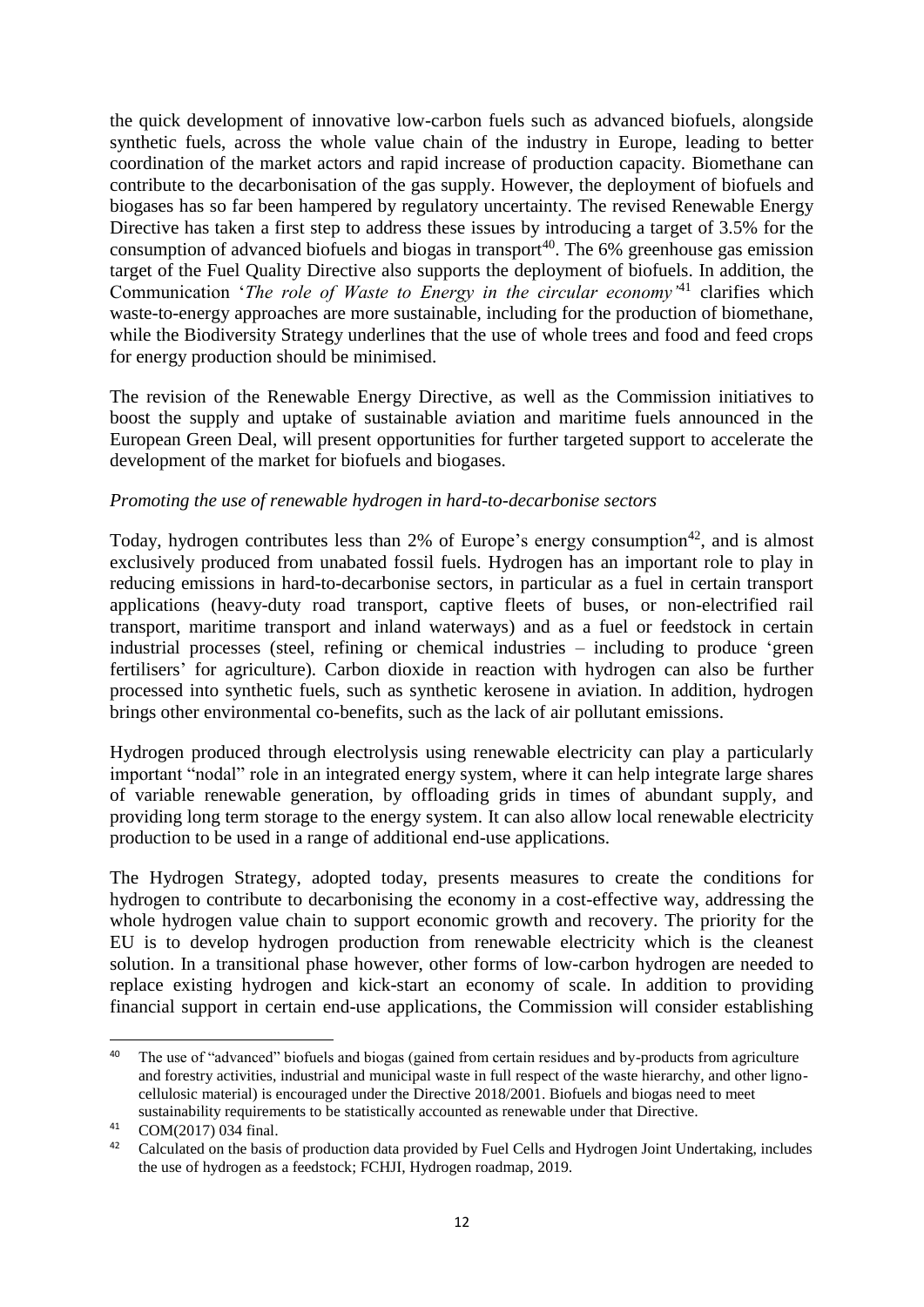the quick development of innovative low-carbon fuels such as advanced biofuels, alongside synthetic fuels, across the whole value chain of the industry in Europe, leading to better coordination of the market actors and rapid increase of production capacity. Biomethane can contribute to the decarbonisation of the gas supply. However, the deployment of biofuels and biogases has so far been hampered by regulatory uncertainty. The revised Renewable Energy Directive has taken a first step to address these issues by introducing a target of 3.5% for the consumption of advanced biofuels and biogas in transport[40]. The 6% greenhouse gas emission target of the Fuel Quality Directive also supports the deployment of biofuels. In addition, the Communication '*The role of Waste to Energy in the circular economy*'[41] clarifies which waste-to-energy approaches are more sustainable, including for the production of biomethane, while the Biodiversity Strategy underlines that the use of whole trees and food and feed crops for energy production should be minimised.

The revision of the Renewable Energy Directive, as well as the Commission initiatives to boost the supply and uptake of sustainable aviation and maritime fuels announced in the European Green Deal, will present opportunities for further targeted support to accelerate the development of the market for biofuels and biogases.

*Promoting the use of renewable hydrogen in hard-to-decarbonise sectors*

Today, hydrogen contributes less than 2% of Europe's energy consumption[42], and is almost exclusively produced from unabated fossil fuels. Hydrogen has an important role to play in reducing emissions in hard-to-decarbonise sectors, in particular as a fuel in certain transport applications (heavy-duty road transport, captive fleets of buses, or non-electrified rail transport, maritime transport and inland waterways) and as a fuel or feedstock in certain industrial processes (steel, refining or chemical industries – including to produce 'green fertilisers' for agriculture). Carbon dioxide in reaction with hydrogen can also be further processed into synthetic fuels, such as synthetic kerosene in aviation. In addition, hydrogen brings other environmental co-benefits, such as the lack of air pollutant emissions.

Hydrogen produced through electrolysis using renewable electricity can play a particularly important "nodal" role in an integrated energy system, where it can help integrate large shares of variable renewable generation, by offloading grids in times of abundant supply, and providing long term storage to the energy system. It can also allow local renewable electricity production to be used in a range of additional end-use applications.

The Hydrogen Strategy, adopted today, presents measures to create the conditions for hydrogen to contribute to decarbonising the economy in a cost-effective way, addressing the whole hydrogen value chain to support economic growth and recovery. The priority for the EU is to develop hydrogen production from renewable electricity which is the cleanest solution. In a transitional phase however, other forms of low-carbon hydrogen are needed to replace existing hydrogen and kick-start an economy of scale. In addition to providing financial support in certain end-use applications, the Commission will consider establishing

---

[40] The use of "advanced" biofuels and biogas (gained from certain residues and by-products from agriculture and forestry activities, industrial and municipal waste in full respect of the waste hierarchy, and other ligno-cellulosic material) is encouraged under the Directive 2018/2001. Biofuels and biogas need to meet sustainability requirements to be statistically accounted as renewable under that Directive.

[41] COM(2017) 034 final.

[42] Calculated on the basis of production data provided by Fuel Cells and Hydrogen Joint Undertaking, includes the use of hydrogen as a feedstock; FCHJI, Hydrogen roadmap, 2019.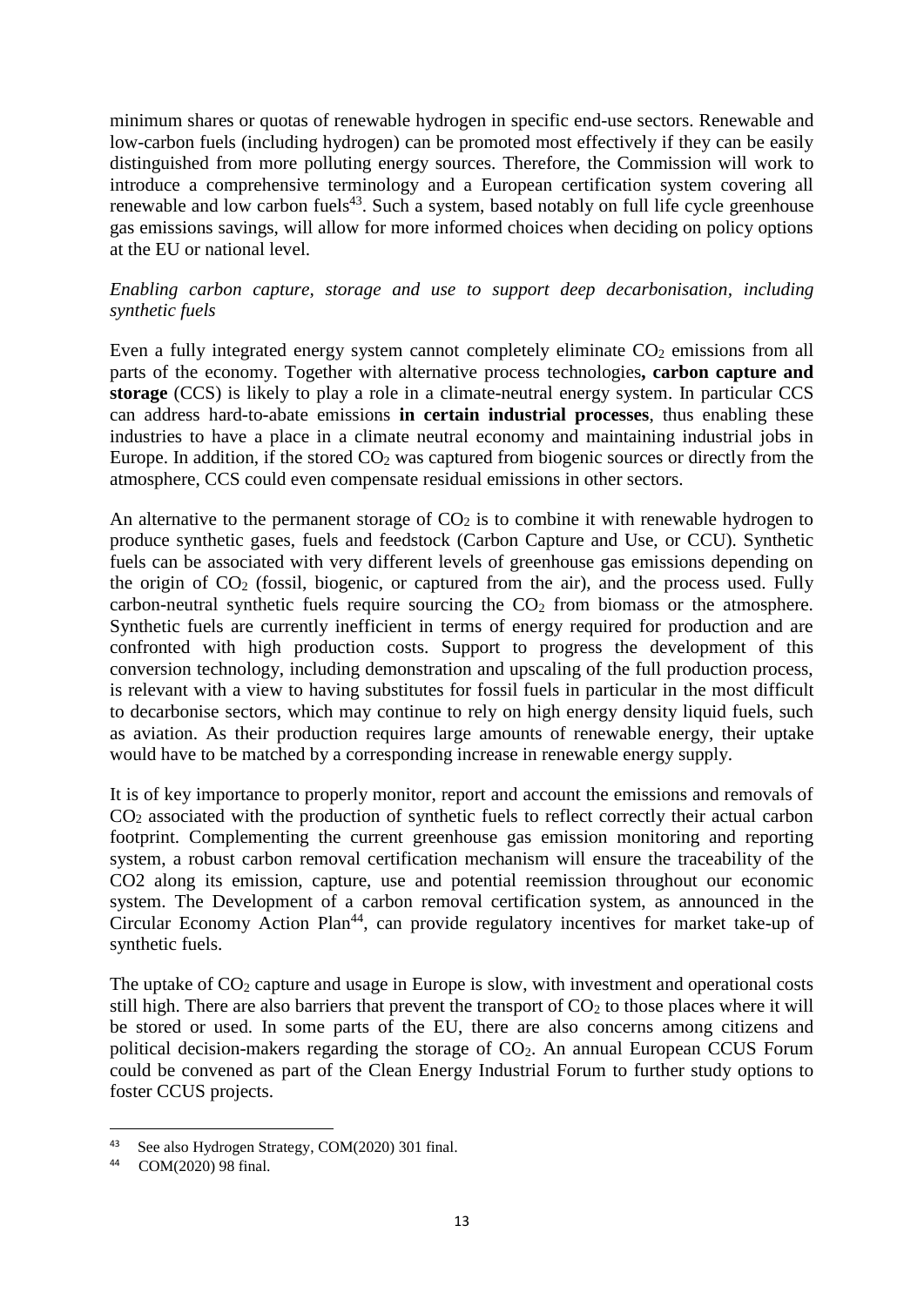minimum shares or quotas of renewable hydrogen in specific end-use sectors. Renewable and low-carbon fuels (including hydrogen) can be promoted most effectively if they can be easily distinguished from more polluting energy sources. Therefore, the Commission will work to introduce a comprehensive terminology and a European certification system covering all renewable and low carbon fuels[43]. Such a system, based notably on full life cycle greenhouse gas emissions savings, will allow for more informed choices when deciding on policy options at the EU or national level.

*Enabling carbon capture, storage and use to support deep decarbonisation, including synthetic fuels*

Even a fully integrated energy system cannot completely eliminate $CO_2$ emissions from all parts of the economy. Together with alternative process technologies**, carbon capture and storage** (CCS) is likely to play a role in a climate-neutral energy system. In particular CCS can address hard-to-abate emissions **in certain industrial processes**, thus enabling these industries to have a place in a climate neutral economy and maintaining industrial jobs in Europe. In addition, if the stored $CO_2$ was captured from biogenic sources or directly from the atmosphere, CCS could even compensate residual emissions in other sectors.

An alternative to the permanent storage of $CO_2$ is to combine it with renewable hydrogen to produce synthetic gases, fuels and feedstock (Carbon Capture and Use, or CCU). Synthetic fuels can be associated with very different levels of greenhouse gas emissions depending on the origin of $CO_2$ (fossil, biogenic, or captured from the air), and the process used. Fully carbon-neutral synthetic fuels require sourcing the $CO_2$ from biomass or the atmosphere. Synthetic fuels are currently inefficient in terms of energy required for production and are confronted with high production costs. Support to progress the development of this conversion technology, including demonstration and upscaling of the full production process, is relevant with a view to having substitutes for fossil fuels in particular in the most difficult to decarbonise sectors, which may continue to rely on high energy density liquid fuels, such as aviation. As their production requires large amounts of renewable energy, their uptake would have to be matched by a corresponding increase in renewable energy supply.

It is of key importance to properly monitor, report and account the emissions and removals of $CO_2$ associated with the production of synthetic fuels to reflect correctly their actual carbon footprint. Complementing the current greenhouse gas emission monitoring and reporting system, a robust carbon removal certification mechanism will ensure the traceability of the CO2 along its emission, capture, use and potential reemission throughout our economic system. The Development of a carbon removal certification system, as announced in the Circular Economy Action Plan[44], can provide regulatory incentives for market take-up of synthetic fuels.

The uptake of $CO_2$ capture and usage in Europe is slow, with investment and operational costs still high. There are also barriers that prevent the transport of $CO_2$ to those places where it will be stored or used. In some parts of the EU, there are also concerns among citizens and political decision-makers regarding the storage of $CO_2$. An annual European CCUS Forum could be convened as part of the Clean Energy Industrial Forum to further study options to foster CCUS projects.

[43] See also Hydrogen Strategy, COM(2020) 301 final.

[44] COM(2020) 98 final.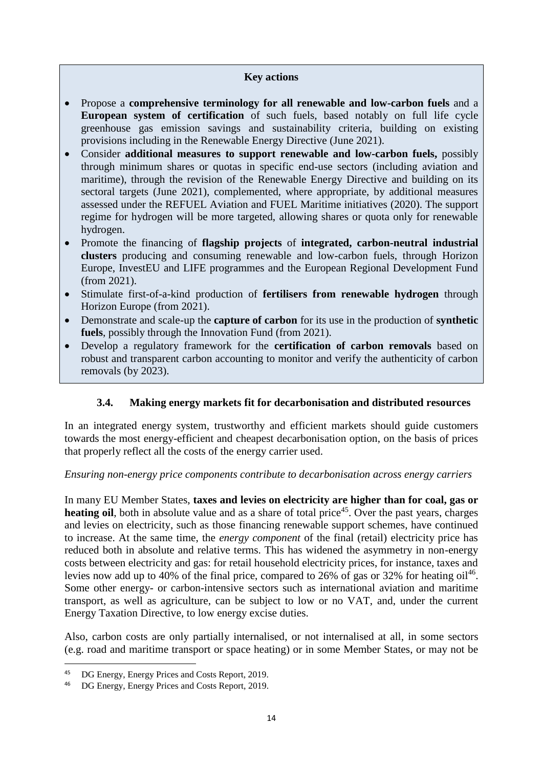**Key actions**

- Propose a **comprehensive terminology for all renewable and low-carbon fuels** and a **European system of certification** of such fuels, based notably on full life cycle greenhouse gas emission savings and sustainability criteria, building on existing provisions including in the Renewable Energy Directive (June 2021).
- Consider **additional measures to support renewable and low-carbon fuels,** possibly through minimum shares or quotas in specific end-use sectors (including aviation and maritime), through the revision of the Renewable Energy Directive and building on its sectoral targets (June 2021), complemented, where appropriate, by additional measures assessed under the REFUEL Aviation and FUEL Maritime initiatives (2020). The support regime for hydrogen will be more targeted, allowing shares or quota only for renewable hydrogen.
- Promote the financing of **flagship projects** of **integrated, carbon-neutral industrial clusters** producing and consuming renewable and low-carbon fuels, through Horizon Europe, InvestEU and LIFE programmes and the European Regional Development Fund (from 2021).
- Stimulate first-of-a-kind production of **fertilisers from renewable hydrogen** through Horizon Europe (from 2021).
- Demonstrate and scale-up the **capture of carbon** for its use in the production of **synthetic fuels**, possibly through the Innovation Fund (from 2021).
- Develop a regulatory framework for the **certification of carbon removals** based on robust and transparent carbon accounting to monitor and verify the authenticity of carbon removals (by 2023).

### 3.4. Making energy markets fit for decarbonisation and distributed resources

In an integrated energy system, trustworthy and efficient markets should guide customers towards the most energy-efficient and cheapest decarbonisation option, on the basis of prices that properly reflect all the costs of the energy carrier used.

*Ensuring non-energy price components contribute to decarbonisation across energy carriers*

In many EU Member States, **taxes and levies on electricity are higher than for coal, gas or heating oil**, both in absolute value and as a share of total price[45]. Over the past years, charges and levies on electricity, such as those financing renewable support schemes, have continued to increase. At the same time, the *energy component* of the final (retail) electricity price has reduced both in absolute and relative terms. This has widened the asymmetry in non-energy costs between electricity and gas: for retail household electricity prices, for instance, taxes and levies now add up to 40% of the final price, compared to 26% of gas or 32% for heating oil[46]. Some other energy- or carbon-intensive sectors such as international aviation and maritime transport, as well as agriculture, can be subject to low or no VAT, and, under the current Energy Taxation Directive, to low energy excise duties.

Also, carbon costs are only partially internalised, or not internalised at all, in some sectors (e.g. road and maritime transport or space heating) or in some Member States, or may not be

[45] DG Energy, Energy Prices and Costs Report, 2019.

[46] DG Energy, Energy Prices and Costs Report, 2019.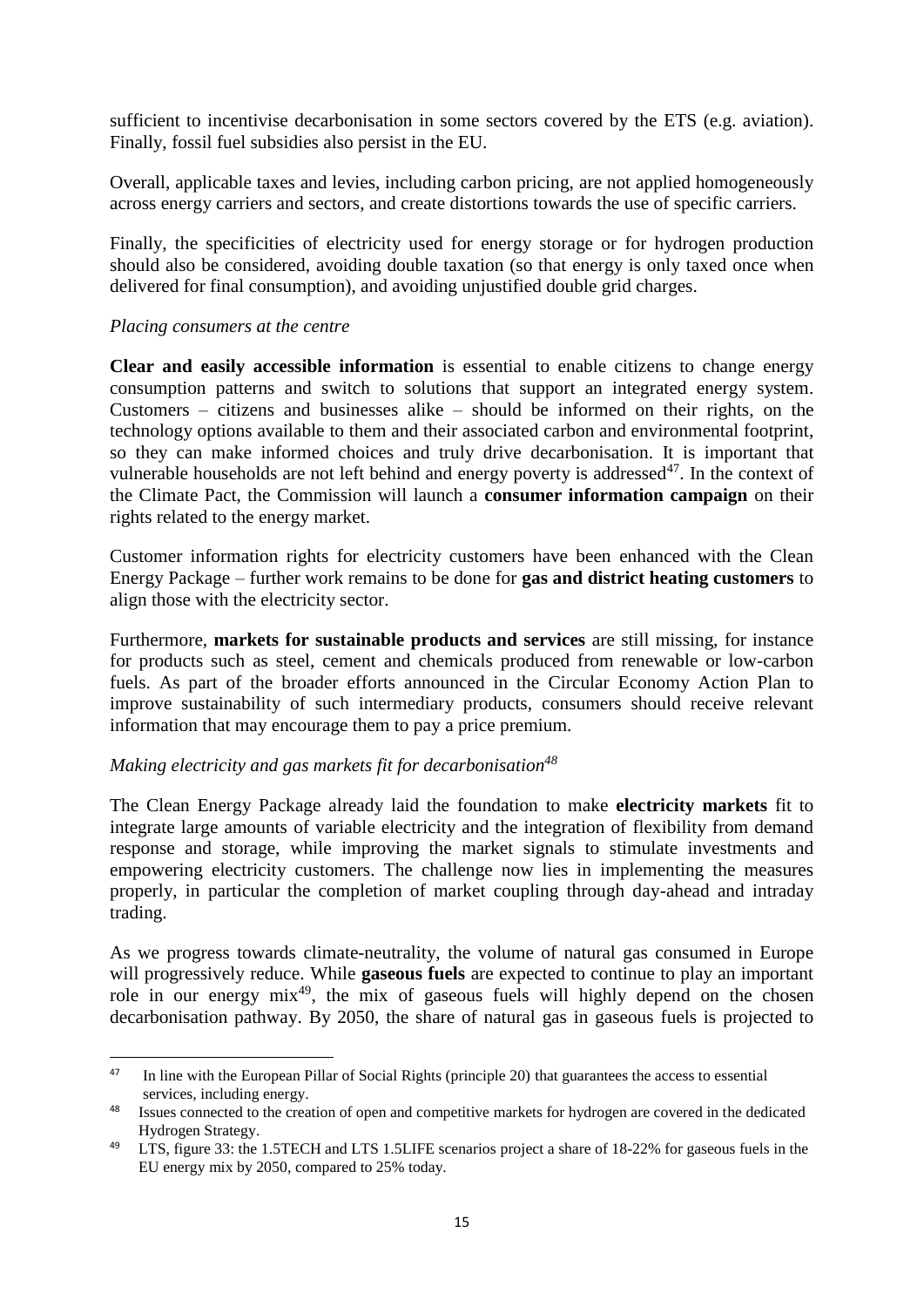sufficient to incentivise decarbonisation in some sectors covered by the ETS (e.g. aviation). Finally, fossil fuel subsidies also persist in the EU.

Overall, applicable taxes and levies, including carbon pricing, are not applied homogeneously across energy carriers and sectors, and create distortions towards the use of specific carriers.

Finally, the specificities of electricity used for energy storage or for hydrogen production should also be considered, avoiding double taxation (so that energy is only taxed once when delivered for final consumption), and avoiding unjustified double grid charges.

*Placing consumers at the centre*

**Clear and easily accessible information** is essential to enable citizens to change energy consumption patterns and switch to solutions that support an integrated energy system. Customers – citizens and businesses alike – should be informed on their rights, on the technology options available to them and their associated carbon and environmental footprint, so they can make informed choices and truly drive decarbonisation. It is important that vulnerable households are not left behind and energy poverty is addressed[47]. In the context of the Climate Pact, the Commission will launch a **consumer information campaign** on their rights related to the energy market.

Customer information rights for electricity customers have been enhanced with the Clean Energy Package – further work remains to be done for **gas and district heating customers** to align those with the electricity sector.

Furthermore, **markets for sustainable products and services** are still missing, for instance for products such as steel, cement and chemicals produced from renewable or low-carbon fuels. As part of the broader efforts announced in the Circular Economy Action Plan to improve sustainability of such intermediary products, consumers should receive relevant information that may encourage them to pay a price premium.

*Making electricity and gas markets fit for decarbonisation[48]*

The Clean Energy Package already laid the foundation to make **electricity markets** fit to integrate large amounts of variable electricity and the integration of flexibility from demand response and storage, while improving the market signals to stimulate investments and empowering electricity customers. The challenge now lies in implementing the measures properly, in particular the completion of market coupling through day-ahead and intraday trading.

As we progress towards climate-neutrality, the volume of natural gas consumed in Europe will progressively reduce. While **gaseous fuels** are expected to continue to play an important role in our energy mix[49], the mix of gaseous fuels will highly depend on the chosen decarbonisation pathway. By 2050, the share of natural gas in gaseous fuels is projected to

---

[47] In line with the European Pillar of Social Rights (principle 20) that guarantees the access to essential services, including energy.

[48] Issues connected to the creation of open and competitive markets for hydrogen are covered in the dedicated Hydrogen Strategy.

[49] LTS, figure 33: the 1.5TECH and LTS 1.5LIFE scenarios project a share of 18-22% for gaseous fuels in the EU energy mix by 2050, compared to 25% today.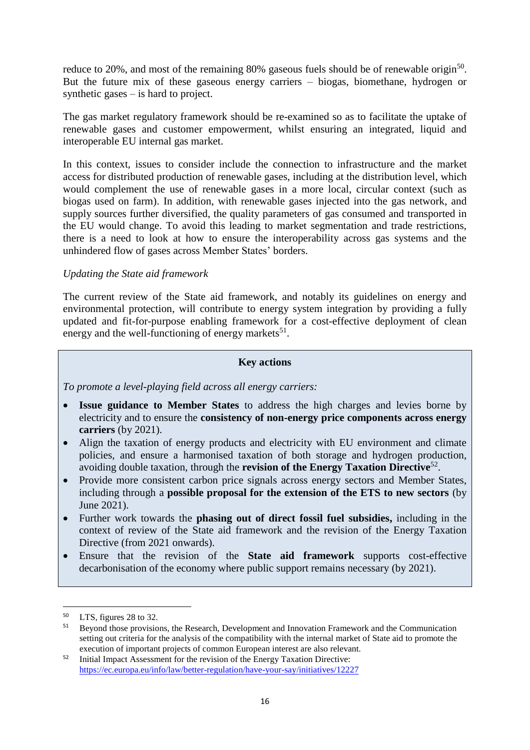reduce to 20%, and most of the remaining 80% gaseous fuels should be of renewable origin[50]. But the future mix of these gaseous energy carriers – biogas, biomethane, hydrogen or synthetic gases – is hard to project.

The gas market regulatory framework should be re-examined so as to facilitate the uptake of renewable gases and customer empowerment, whilst ensuring an integrated, liquid and interoperable EU internal gas market.

In this context, issues to consider include the connection to infrastructure and the market access for distributed production of renewable gases, including at the distribution level, which would complement the use of renewable gases in a more local, circular context (such as biogas used on farm). In addition, with renewable gases injected into the gas network, and supply sources further diversified, the quality parameters of gas consumed and transported in the EU would change. To avoid this leading to market segmentation and trade restrictions, there is a need to look at how to ensure the interoperability across gas systems and the unhindered flow of gases across Member States' borders.

*Updating the State aid framework*

The current review of the State aid framework, and notably its guidelines on energy and environmental protection, will contribute to energy system integration by providing a fully updated and fit-for-purpose enabling framework for a cost-effective deployment of clean energy and the well-functioning of energy markets[51].

**Key actions**

*To promote a level-playing field across all energy carriers:*

- **Issue guidance to Member States** to address the high charges and levies borne by electricity and to ensure the **consistency of non-energy price components across energy carriers** (by 2021).
- Align the taxation of energy products and electricity with EU environment and climate policies, and ensure a harmonised taxation of both storage and hydrogen production, avoiding double taxation, through the **revision of the Energy Taxation Directive**[52].
- Provide more consistent carbon price signals across energy sectors and Member States, including through a **possible proposal for the extension of the ETS to new sectors** (by June 2021).
- Further work towards the **phasing out of direct fossil fuel subsidies,** including in the context of review of the State aid framework and the revision of the Energy Taxation Directive (from 2021 onwards).
- Ensure that the revision of the **State aid framework** supports cost-effective decarbonisation of the economy where public support remains necessary (by 2021).

---

[50] LTS, figures 28 to 32.

[51] Beyond those provisions, the Research, Development and Innovation Framework and the Communication setting out criteria for the analysis of the compatibility with the internal market of State aid to promote the execution of important projects of common European interest are also relevant.

[52] Initial Impact Assessment for the revision of the Energy Taxation Directive: https://ec.europa.eu/info/law/better-regulation/have-your-say/initiatives/12227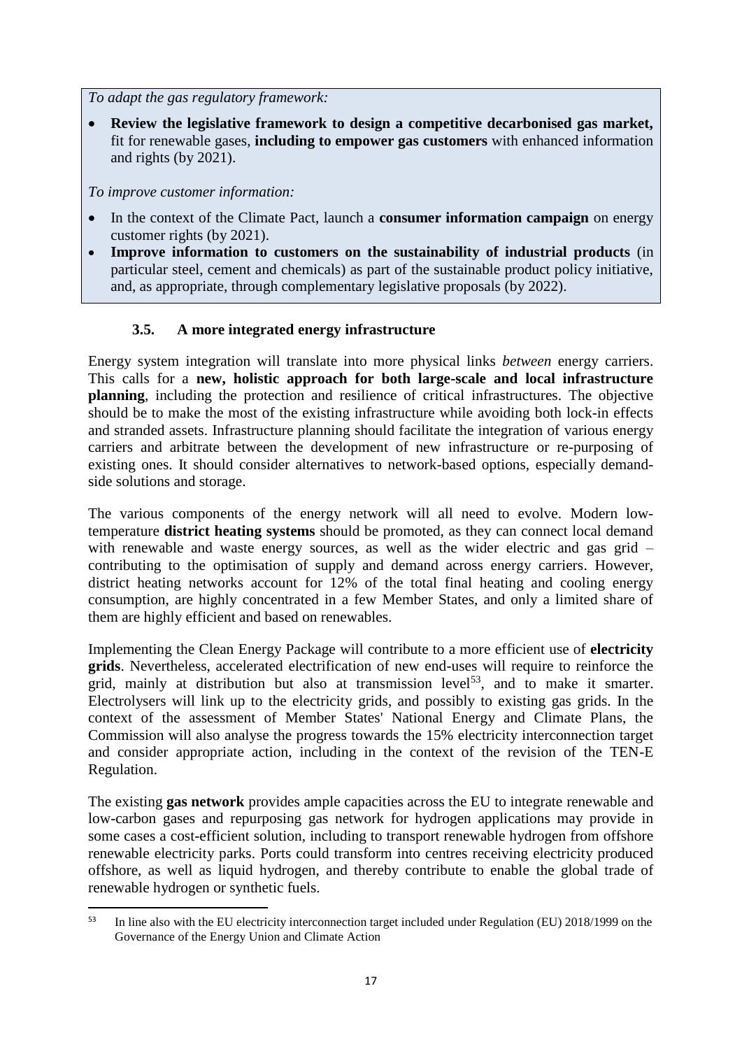*To adapt the gas regulatory framework:*

- **Review the legislative framework to design a competitive decarbonised gas market,** fit for renewable gases, **including to empower gas customers** with enhanced information and rights (by 2021).

*To improve customer information:*

- In the context of the Climate Pact, launch a **consumer information campaign** on energy customer rights (by 2021).
- **Improve information to customers on the sustainability of industrial products** (in particular steel, cement and chemicals) as part of the sustainable product policy initiative, and, as appropriate, through complementary legislative proposals (by 2022).

### 3.5. A more integrated energy infrastructure

Energy system integration will translate into more physical links *between* energy carriers. This calls for a **new, holistic approach for both large-scale and local infrastructure planning**, including the protection and resilience of critical infrastructures. The objective should be to make the most of the existing infrastructure while avoiding both lock-in effects and stranded assets. Infrastructure planning should facilitate the integration of various energy carriers and arbitrate between the development of new infrastructure or re-purposing of existing ones. It should consider alternatives to network-based options, especially demand-side solutions and storage.

The various components of the energy network will all need to evolve. Modern low-temperature **district heating systems** should be promoted, as they can connect local demand with renewable and waste energy sources, as well as the wider electric and gas grid – contributing to the optimisation of supply and demand across energy carriers. However, district heating networks account for 12% of the total final heating and cooling energy consumption, are highly concentrated in a few Member States, and only a limited share of them are highly efficient and based on renewables.

Implementing the Clean Energy Package will contribute to a more efficient use of **electricity grids**. Nevertheless, accelerated electrification of new end-uses will require to reinforce the grid, mainly at distribution but also at transmission level[53], and to make it smarter. Electrolysers will link up to the electricity grids, and possibly to existing gas grids. In the context of the assessment of Member States' National Energy and Climate Plans, the Commission will also analyse the progress towards the 15% electricity interconnection target and consider appropriate action, including in the context of the revision of the TEN-E Regulation.

The existing **gas network** provides ample capacities across the EU to integrate renewable and low-carbon gases and repurposing gas network for hydrogen applications may provide in some cases a cost-efficient solution, including to transport renewable hydrogen from offshore renewable electricity parks. Ports could transform into centres receiving electricity produced offshore, as well as liquid hydrogen, and thereby contribute to enable the global trade of renewable hydrogen or synthetic fuels.

---

[53] In line also with the EU electricity interconnection target included under Regulation (EU) 2018/1999 on the Governance of the Energy Union and Climate Action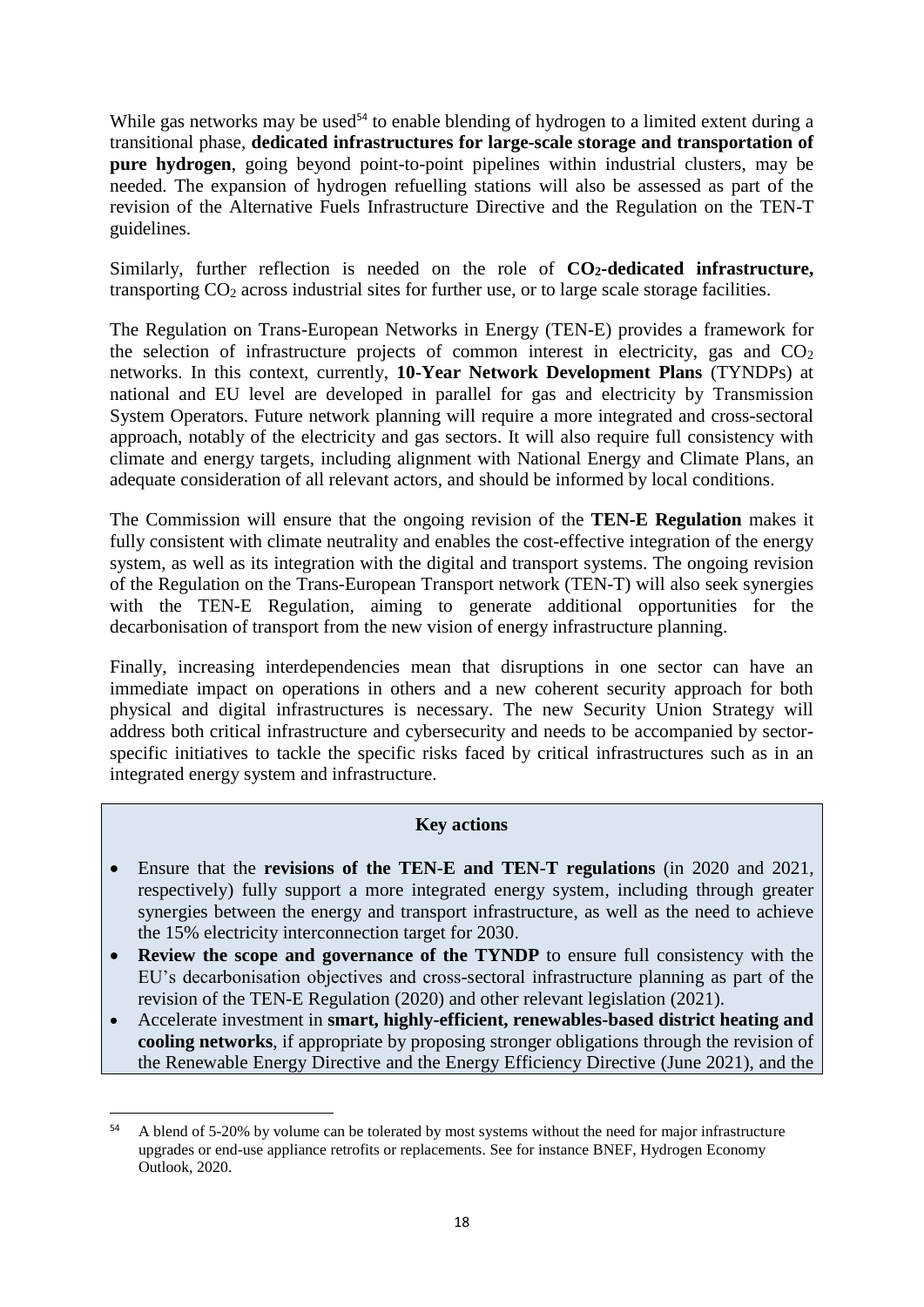While gas networks may be used[54] to enable blending of hydrogen to a limited extent during a transitional phase, **dedicated infrastructures for large-scale storage and transportation of pure hydrogen**, going beyond point-to-point pipelines within industrial clusters, may be needed. The expansion of hydrogen refuelling stations will also be assessed as part of the revision of the Alternative Fuels Infrastructure Directive and the Regulation on the TEN-T guidelines.

Similarly, further reflection is needed on the role of **$CO_2$-dedicated infrastructure,** transporting $CO_2$ across industrial sites for further use, or to large scale storage facilities.

The Regulation on Trans-European Networks in Energy (TEN-E) provides a framework for the selection of infrastructure projects of common interest in electricity, gas and $CO_2$ networks. In this context, currently, **10-Year Network Development Plans** (TYNDPs) at national and EU level are developed in parallel for gas and electricity by Transmission System Operators. Future network planning will require a more integrated and cross-sectoral approach, notably of the electricity and gas sectors. It will also require full consistency with climate and energy targets, including alignment with National Energy and Climate Plans, an adequate consideration of all relevant actors, and should be informed by local conditions.

The Commission will ensure that the ongoing revision of the **TEN-E Regulation** makes it fully consistent with climate neutrality and enables the cost-effective integration of the energy system, as well as its integration with the digital and transport systems. The ongoing revision of the Regulation on the Trans-European Transport network (TEN-T) will also seek synergies with the TEN-E Regulation, aiming to generate additional opportunities for the decarbonisation of transport from the new vision of energy infrastructure planning.

Finally, increasing interdependencies mean that disruptions in one sector can have an immediate impact on operations in others and a new coherent security approach for both physical and digital infrastructures is necessary. The new Security Union Strategy will address both critical infrastructure and cybersecurity and needs to be accompanied by sector-specific initiatives to tackle the specific risks faced by critical infrastructures such as in an integrated energy system and infrastructure.

**Key actions**

- Ensure that the **revisions of the TEN-E and TEN-T regulations** (in 2020 and 2021, respectively) fully support a more integrated energy system, including through greater synergies between the energy and transport infrastructure, as well as the need to achieve the 15% electricity interconnection target for 2030.
- **Review the scope and governance of the TYNDP** to ensure full consistency with the EU's decarbonisation objectives and cross-sectoral infrastructure planning as part of the revision of the TEN-E Regulation (2020) and other relevant legislation (2021).
- Accelerate investment in **smart, highly-efficient, renewables-based district heating and cooling networks**, if appropriate by proposing stronger obligations through the revision of the Renewable Energy Directive and the Energy Efficiency Directive (June 2021), and the

[54] A blend of 5-20% by volume can be tolerated by most systems without the need for major infrastructure upgrades or end-use appliance retrofits or replacements. See for instance BNEF, Hydrogen Economy Outlook, 2020.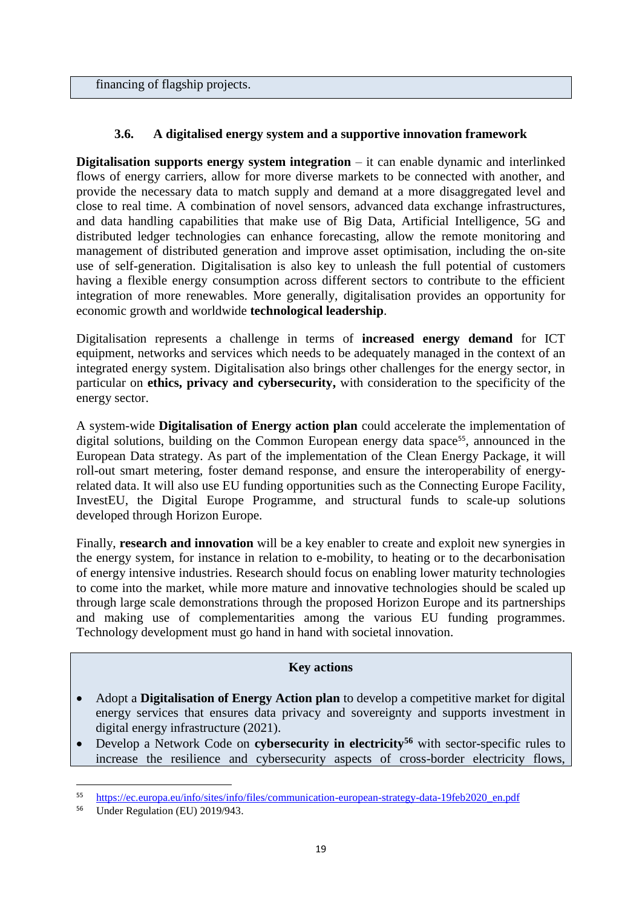financing of flagship projects.

### 3.6. A digitalised energy system and a supportive innovation framework

**Digitalisation supports energy system integration** – it can enable dynamic and interlinked flows of energy carriers, allow for more diverse markets to be connected with another, and provide the necessary data to match supply and demand at a more disaggregated level and close to real time. A combination of novel sensors, advanced data exchange infrastructures, and data handling capabilities that make use of Big Data, Artificial Intelligence, 5G and distributed ledger technologies can enhance forecasting, allow the remote monitoring and management of distributed generation and improve asset optimisation, including the on-site use of self-generation. Digitalisation is also key to unleash the full potential of customers having a flexible energy consumption across different sectors to contribute to the efficient integration of more renewables. More generally, digitalisation provides an opportunity for economic growth and worldwide **technological leadership**.

Digitalisation represents a challenge in terms of **increased energy demand** for ICT equipment, networks and services which needs to be adequately managed in the context of an integrated energy system. Digitalisation also brings other challenges for the energy sector, in particular on **ethics, privacy and cybersecurity,** with consideration to the specificity of the energy sector.

A system-wide **Digitalisation of Energy action plan** could accelerate the implementation of digital solutions, building on the Common European energy data space[55], announced in the European Data strategy. As part of the implementation of the Clean Energy Package, it will roll-out smart metering, foster demand response, and ensure the interoperability of energy-related data. It will also use EU funding opportunities such as the Connecting Europe Facility, InvestEU, the Digital Europe Programme, and structural funds to scale-up solutions developed through Horizon Europe.

Finally, **research and innovation** will be a key enabler to create and exploit new synergies in the energy system, for instance in relation to e-mobility, to heating or to the decarbonisation of energy intensive industries. Research should focus on enabling lower maturity technologies to come into the market, while more mature and innovative technologies should be scaled up through large scale demonstrations through the proposed Horizon Europe and its partnerships and making use of complementarities among the various EU funding programmes. Technology development must go hand in hand with societal innovation.

**Key actions**

- Adopt a **Digitalisation of Energy Action plan** to develop a competitive market for digital energy services that ensures data privacy and sovereignty and supports investment in digital energy infrastructure (2021).
- Develop a Network Code on **cybersecurity in electricity**[56] with sector-specific rules to increase the resilience and cybersecurity aspects of cross-border electricity flows,

---

[55] https://ec.europa.eu/info/sites/info/files/communication-european-strategy-data-19feb2020_en.pdf

[56] Under Regulation (EU) 2019/943.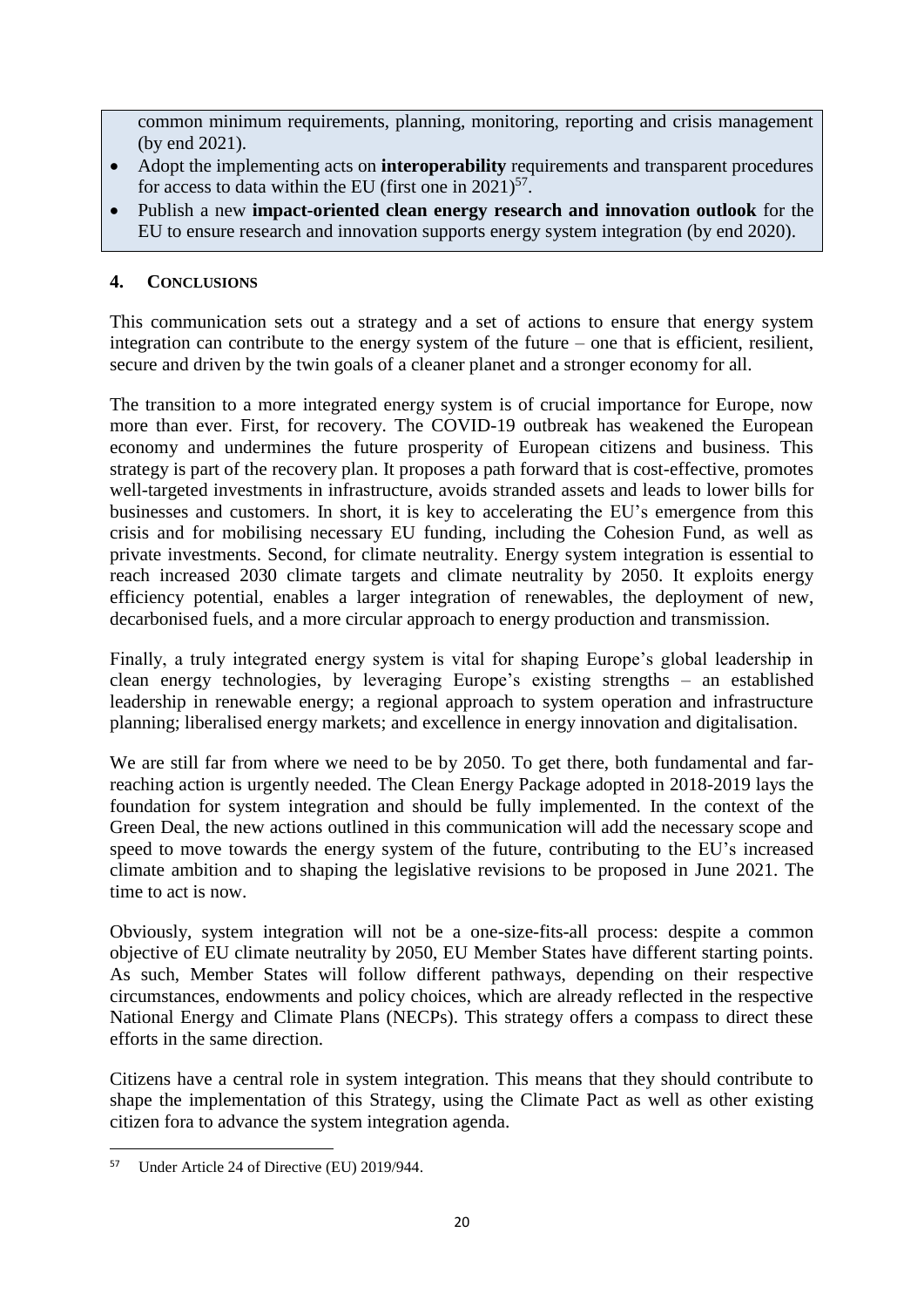common minimum requirements, planning, monitoring, reporting and crisis management (by end 2021).

- Adopt the implementing acts on **interoperability** requirements and transparent procedures for access to data within the EU (first one in 2021)[57].
- Publish a new **impact-oriented clean energy research and innovation outlook** for the EU to ensure research and innovation supports energy system integration (by end 2020).

## 4. CONCLUSIONS

This communication sets out a strategy and a set of actions to ensure that energy system integration can contribute to the energy system of the future – one that is efficient, resilient, secure and driven by the twin goals of a cleaner planet and a stronger economy for all.

The transition to a more integrated energy system is of crucial importance for Europe, now more than ever. First, for recovery. The COVID-19 outbreak has weakened the European economy and undermines the future prosperity of European citizens and business. This strategy is part of the recovery plan. It proposes a path forward that is cost-effective, promotes well-targeted investments in infrastructure, avoids stranded assets and leads to lower bills for businesses and customers. In short, it is key to accelerating the EU's emergence from this crisis and for mobilising necessary EU funding, including the Cohesion Fund, as well as private investments. Second, for climate neutrality. Energy system integration is essential to reach increased 2030 climate targets and climate neutrality by 2050. It exploits energy efficiency potential, enables a larger integration of renewables, the deployment of new, decarbonised fuels, and a more circular approach to energy production and transmission.

Finally, a truly integrated energy system is vital for shaping Europe's global leadership in clean energy technologies, by leveraging Europe's existing strengths – an established leadership in renewable energy; a regional approach to system operation and infrastructure planning; liberalised energy markets; and excellence in energy innovation and digitalisation.

We are still far from where we need to be by 2050. To get there, both fundamental and far-reaching action is urgently needed. The Clean Energy Package adopted in 2018-2019 lays the foundation for system integration and should be fully implemented. In the context of the Green Deal, the new actions outlined in this communication will add the necessary scope and speed to move towards the energy system of the future, contributing to the EU's increased climate ambition and to shaping the legislative revisions to be proposed in June 2021. The time to act is now.

Obviously, system integration will not be a one-size-fits-all process: despite a common objective of EU climate neutrality by 2050, EU Member States have different starting points. As such, Member States will follow different pathways, depending on their respective circumstances, endowments and policy choices, which are already reflected in the respective National Energy and Climate Plans (NECPs). This strategy offers a compass to direct these efforts in the same direction.

Citizens have a central role in system integration. This means that they should contribute to shape the implementation of this Strategy, using the Climate Pact as well as other existing citizen fora to advance the system integration agenda.

---

[57] Under Article 24 of Directive (EU) 2019/944.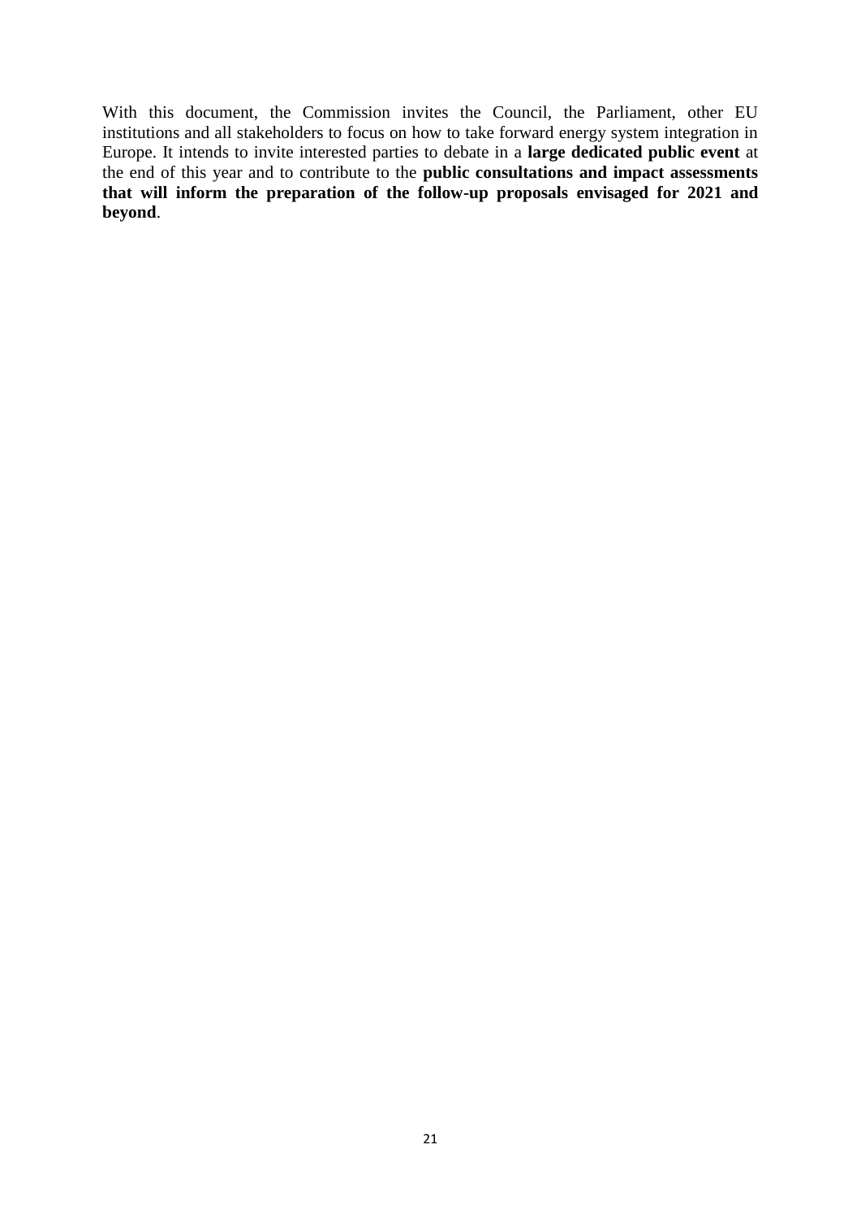With this document, the Commission invites the Council, the Parliament, other EU institutions and all stakeholders to focus on how to take forward energy system integration in Europe. It intends to invite interested parties to debate in a **large dedicated public event** at the end of this year and to contribute to the **public consultations and impact assessments that will inform the preparation of the follow-up proposals envisaged for 2021 and beyond**.